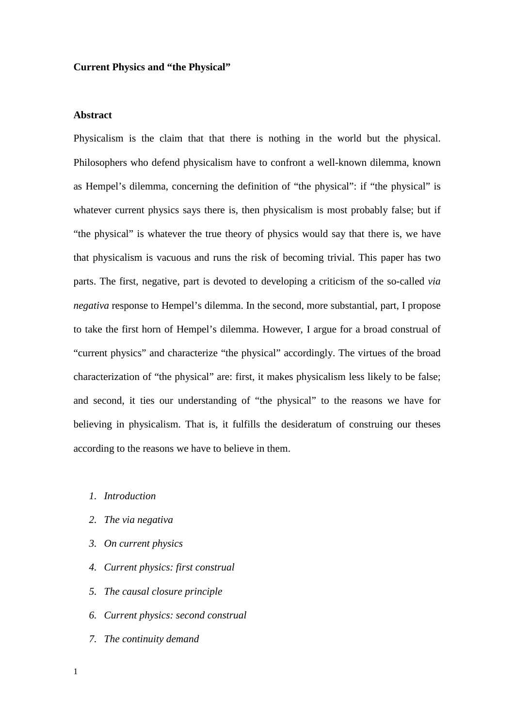**Current Physics and "the Physical"**

**Abstract**

Physicalism is the claim that that there is nothing in the world but the physical. Philosophers who defend physicalism have to confront a well-known dilemma, known as Hempel's dilemma, concerning the definition of "the physical": if "the physical" is whatever current physics says there is, then physicalism is most probably false; but if "the physical" is whatever the true theory of physics would say that there is, we have that physicalism is vacuous and runs the risk of becoming trivial. This paper has two parts. The first, negative, part is devoted to developing a criticism of the so-called *via negativa* response to Hempel's dilemma. In the second, more substantial, part, I propose to take the first horn of Hempel's dilemma. However, I argue for a broad construal of "current physics" and characterize "the physical" accordingly. The virtues of the broad characterization of "the physical" are: first, it makes physicalism less likely to be false; and second, it ties our understanding of "the physical" to the reasons we have for believing in physicalism. That is, it fulfills the desideratum of construing our theses according to the reasons we have to believe in them.

1. *Introduction*
2. *The via negativa*
3. *On current physics*
4. *Current physics: first construal*
5. *The causal closure principle*
6. *Current physics: second construal*
7. *The continuity demand*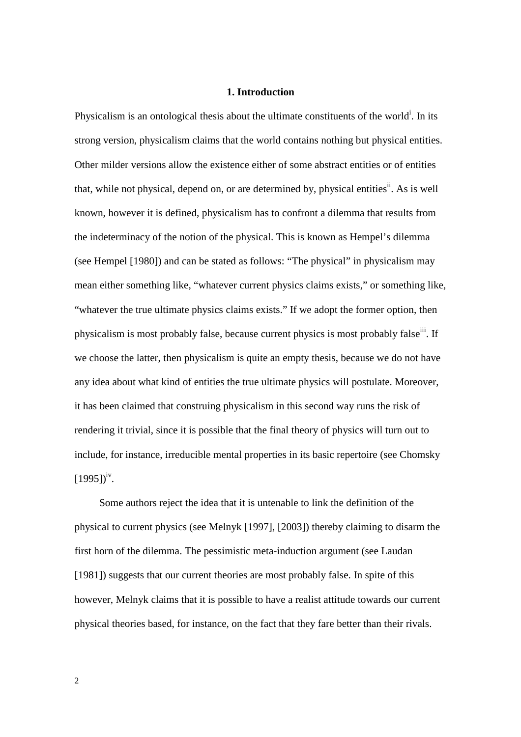## 1. Introduction

Physicalism is an ontological thesis about the ultimate constituents of the world[i]. In its strong version, physicalism claims that the world contains nothing but physical entities. Other milder versions allow the existence either of some abstract entities or of entities that, while not physical, depend on, or are determined by, physical entities[ii]. As is well known, however it is defined, physicalism has to confront a dilemma that results from the indeterminacy of the notion of the physical. This is known as Hempel's dilemma (see Hempel [1980]) and can be stated as follows: "The physical" in physicalism may mean either something like, "whatever current physics claims exists," or something like, "whatever the true ultimate physics claims exists." If we adopt the former option, then physicalism is most probably false, because current physics is most probably false[iii]. If we choose the latter, then physicalism is quite an empty thesis, because we do not have any idea about what kind of entities the true ultimate physics will postulate. Moreover, it has been claimed that construing physicalism in this second way runs the risk of rendering it trivial, since it is possible that the final theory of physics will turn out to include, for instance, irreducible mental properties in its basic repertoire (see Chomsky [1995])[iv].

Some authors reject the idea that it is untenable to link the definition of the physical to current physics (see Melnyk [1997], [2003]) thereby claiming to disarm the first horn of the dilemma. The pessimistic meta-induction argument (see Laudan [1981]) suggests that our current theories are most probably false. In spite of this however, Melnyk claims that it is possible to have a realist attitude towards our current physical theories based, for instance, on the fact that they fare better than their rivals.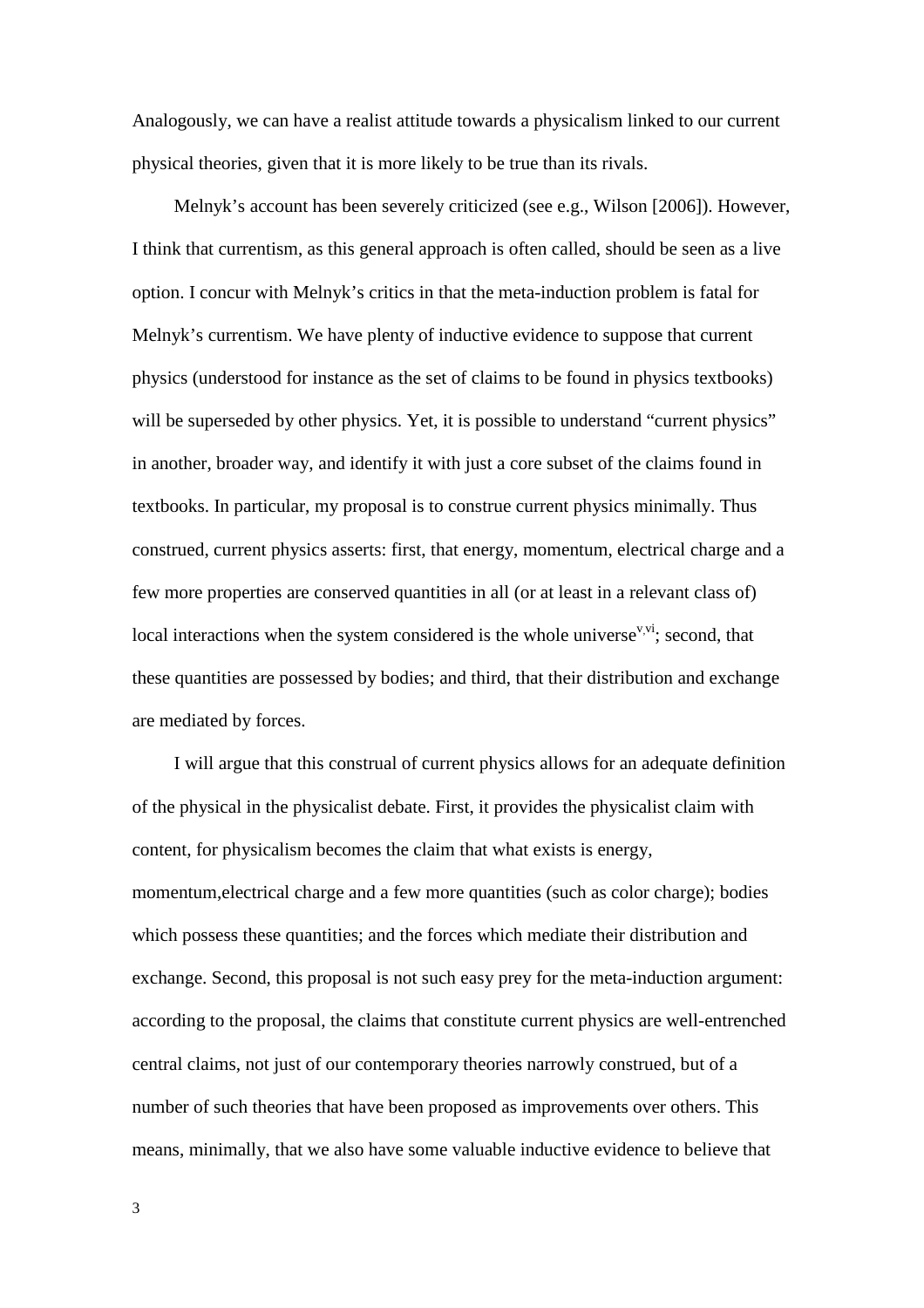Analogously, we can have a realist attitude towards a physicalism linked to our current physical theories, given that it is more likely to be true than its rivals.

Melnyk's account has been severely criticized (see e.g., Wilson [2006]). However, I think that currentism, as this general approach is often called, should be seen as a live option. I concur with Melnyk's critics in that the meta-induction problem is fatal for Melnyk's currentism. We have plenty of inductive evidence to suppose that current physics (understood for instance as the set of claims to be found in physics textbooks) will be superseded by other physics. Yet, it is possible to understand "current physics" in another, broader way, and identify it with just a core subset of the claims found in textbooks. In particular, my proposal is to construe current physics minimally. Thus construed, current physics asserts: first, that energy, momentum, electrical charge and a few more properties are conserved quantities in all (or at least in a relevant class of) local interactions when the system considered is the whole universe[v,vi]; second, that these quantities are possessed by bodies; and third, that their distribution and exchange are mediated by forces.

I will argue that this construal of current physics allows for an adequate definition of the physical in the physicalist debate. First, it provides the physicalist claim with content, for physicalism becomes the claim that what exists is energy, momentum,electrical charge and a few more quantities (such as color charge); bodies which possess these quantities; and the forces which mediate their distribution and exchange. Second, this proposal is not such easy prey for the meta-induction argument: according to the proposal, the claims that constitute current physics are well-entrenched central claims, not just of our contemporary theories narrowly construed, but of a number of such theories that have been proposed as improvements over others. This means, minimally, that we also have some valuable inductive evidence to believe that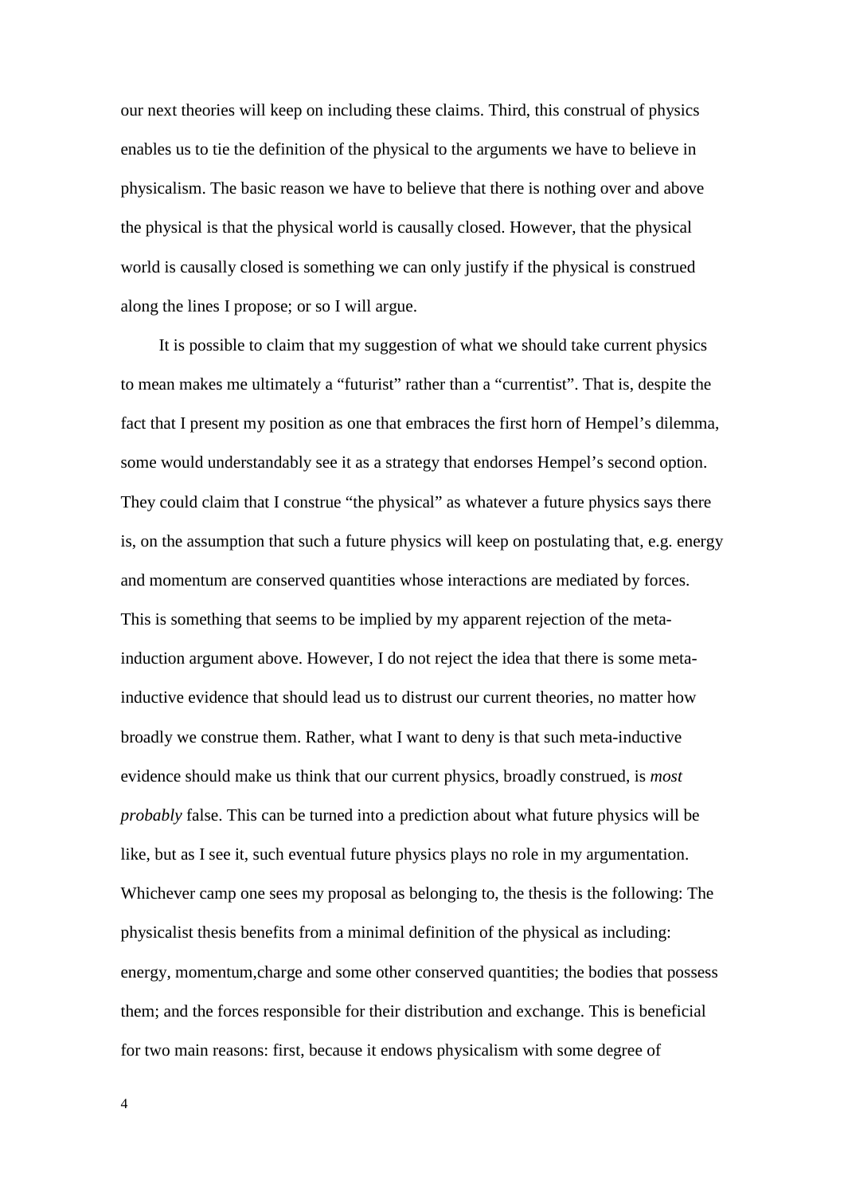our next theories will keep on including these claims. Third, this construal of physics enables us to tie the definition of the physical to the arguments we have to believe in physicalism. The basic reason we have to believe that there is nothing over and above the physical is that the physical world is causally closed. However, that the physical world is causally closed is something we can only justify if the physical is construed along the lines I propose; or so I will argue.

It is possible to claim that my suggestion of what we should take current physics to mean makes me ultimately a "futurist" rather than a "currentist". That is, despite the fact that I present my position as one that embraces the first horn of Hempel's dilemma, some would understandably see it as a strategy that endorses Hempel's second option. They could claim that I construe "the physical" as whatever a future physics says there is, on the assumption that such a future physics will keep on postulating that, e.g. energy and momentum are conserved quantities whose interactions are mediated by forces. This is something that seems to be implied by my apparent rejection of the meta-induction argument above. However, I do not reject the idea that there is some meta-inductive evidence that should lead us to distrust our current theories, no matter how broadly we construe them. Rather, what I want to deny is that such meta-inductive evidence should make us think that our current physics, broadly construed, is *most probably* false. This can be turned into a prediction about what future physics will be like, but as I see it, such eventual future physics plays no role in my argumentation. Whichever camp one sees my proposal as belonging to, the thesis is the following: The physicalist thesis benefits from a minimal definition of the physical as including: energy, momentum,charge and some other conserved quantities; the bodies that possess them; and the forces responsible for their distribution and exchange. This is beneficial for two main reasons: first, because it endows physicalism with some degree of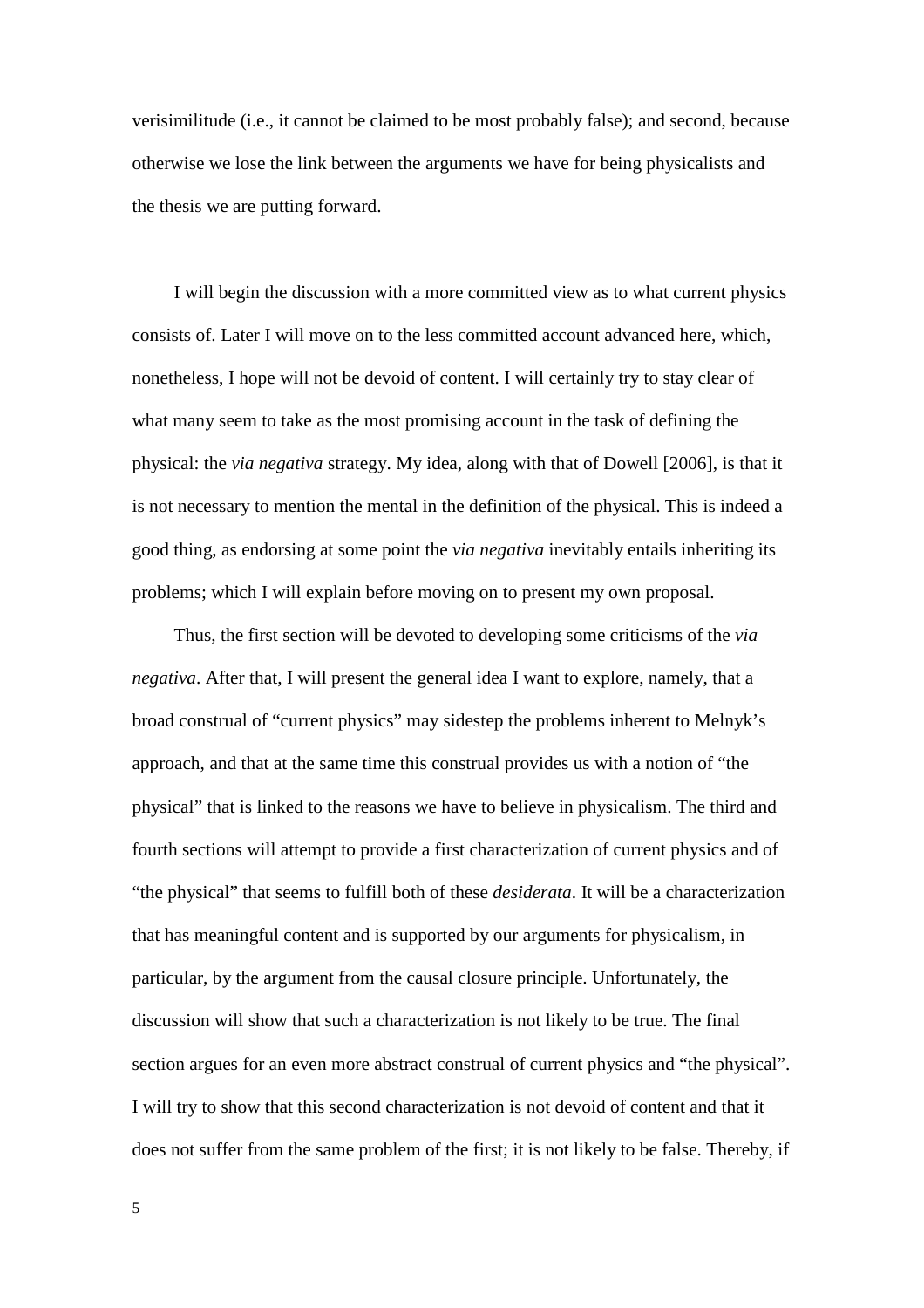verisimilitude (i.e., it cannot be claimed to be most probably false); and second, because otherwise we lose the link between the arguments we have for being physicalists and the thesis we are putting forward.

I will begin the discussion with a more committed view as to what current physics consists of. Later I will move on to the less committed account advanced here, which, nonetheless, I hope will not be devoid of content. I will certainly try to stay clear of what many seem to take as the most promising account in the task of defining the physical: the *via negativa* strategy. My idea, along with that of Dowell [2006], is that it is not necessary to mention the mental in the definition of the physical. This is indeed a good thing, as endorsing at some point the *via negativa* inevitably entails inheriting its problems; which I will explain before moving on to present my own proposal.

Thus, the first section will be devoted to developing some criticisms of the *via negativa*. After that, I will present the general idea I want to explore, namely, that a broad construal of "current physics" may sidestep the problems inherent to Melnyk's approach, and that at the same time this construal provides us with a notion of "the physical" that is linked to the reasons we have to believe in physicalism. The third and fourth sections will attempt to provide a first characterization of current physics and of "the physical" that seems to fulfill both of these *desiderata*. It will be a characterization that has meaningful content and is supported by our arguments for physicalism, in particular, by the argument from the causal closure principle. Unfortunately, the discussion will show that such a characterization is not likely to be true. The final section argues for an even more abstract construal of current physics and "the physical". I will try to show that this second characterization is not devoid of content and that it does not suffer from the same problem of the first; it is not likely to be false. Thereby, if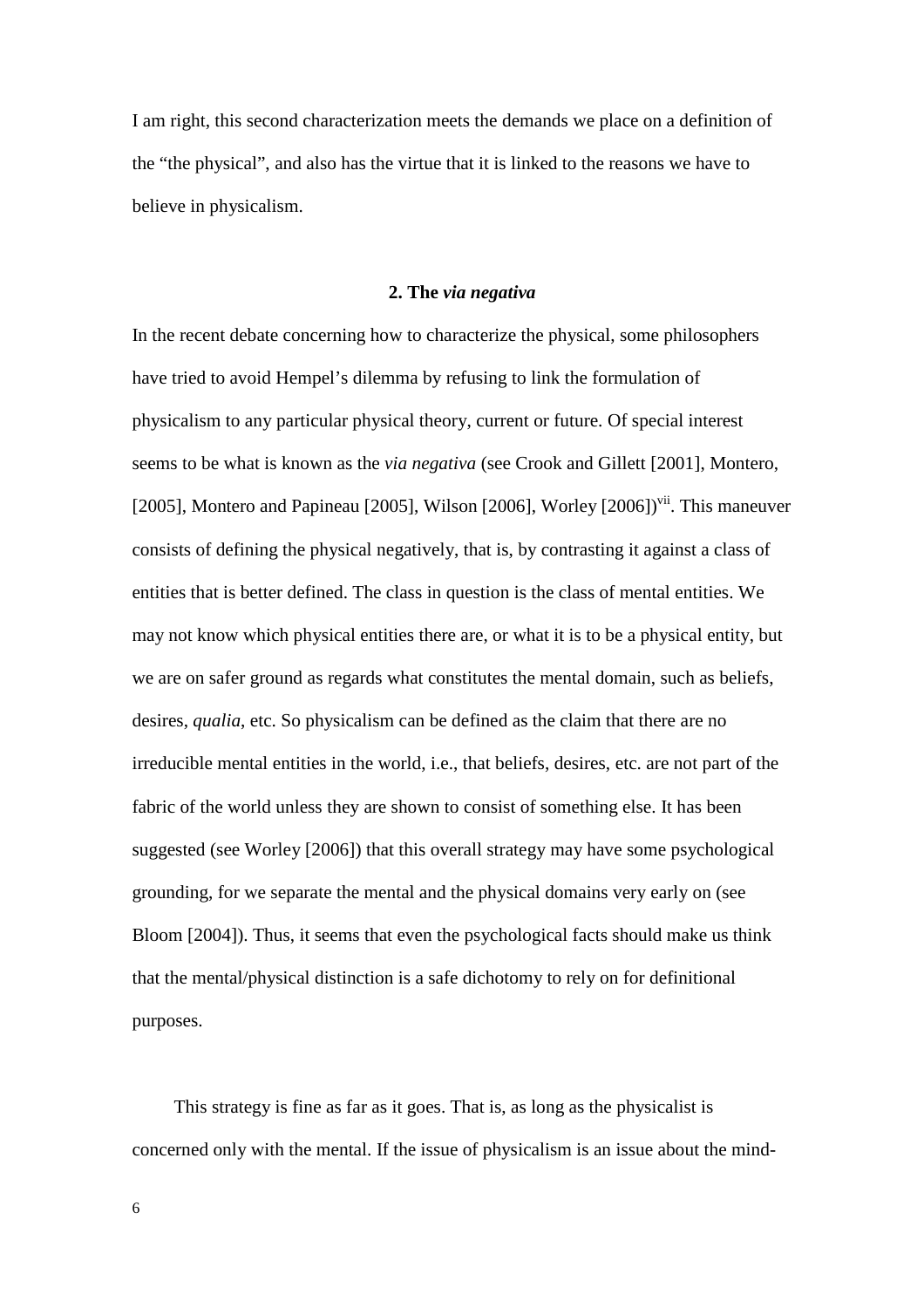I am right, this second characterization meets the demands we place on a definition of the "the physical", and also has the virtue that it is linked to the reasons we have to believe in physicalism.

## 2. The *via negativa*

In the recent debate concerning how to characterize the physical, some philosophers have tried to avoid Hempel's dilemma by refusing to link the formulation of physicalism to any particular physical theory, current or future. Of special interest seems to be what is known as the *via negativa* (see Crook and Gillett [2001], Montero, [2005], Montero and Papineau [2005], Wilson [2006], Worley [2006])[vii]. This maneuver consists of defining the physical negatively, that is, by contrasting it against a class of entities that is better defined. The class in question is the class of mental entities. We may not know which physical entities there are, or what it is to be a physical entity, but we are on safer ground as regards what constitutes the mental domain, such as beliefs, desires, *qualia*, etc. So physicalism can be defined as the claim that there are no irreducible mental entities in the world, i.e., that beliefs, desires, etc. are not part of the fabric of the world unless they are shown to consist of something else. It has been suggested (see Worley [2006]) that this overall strategy may have some psychological grounding, for we separate the mental and the physical domains very early on (see Bloom [2004]). Thus, it seems that even the psychological facts should make us think that the mental/physical distinction is a safe dichotomy to rely on for definitional purposes.

This strategy is fine as far as it goes. That is, as long as the physicalist is concerned only with the mental. If the issue of physicalism is an issue about the mind-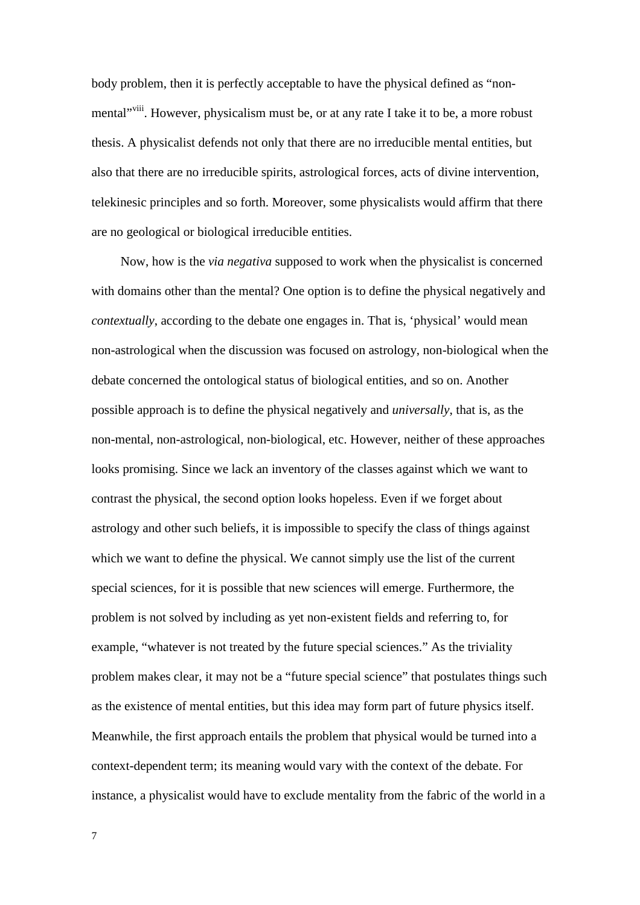body problem, then it is perfectly acceptable to have the physical defined as "non-mental"[viii]. However, physicalism must be, or at any rate I take it to be, a more robust thesis. A physicalist defends not only that there are no irreducible mental entities, but also that there are no irreducible spirits, astrological forces, acts of divine intervention, telekinesic principles and so forth. Moreover, some physicalists would affirm that there are no geological or biological irreducible entities.

Now, how is the *via negativa* supposed to work when the physicalist is concerned with domains other than the mental? One option is to define the physical negatively and *contextually*, according to the debate one engages in. That is, 'physical' would mean non-astrological when the discussion was focused on astrology, non-biological when the debate concerned the ontological status of biological entities, and so on. Another possible approach is to define the physical negatively and *universally*, that is, as the non-mental, non-astrological, non-biological, etc. However, neither of these approaches looks promising. Since we lack an inventory of the classes against which we want to contrast the physical, the second option looks hopeless. Even if we forget about astrology and other such beliefs, it is impossible to specify the class of things against which we want to define the physical. We cannot simply use the list of the current special sciences, for it is possible that new sciences will emerge. Furthermore, the problem is not solved by including as yet non-existent fields and referring to, for example, "whatever is not treated by the future special sciences." As the triviality problem makes clear, it may not be a "future special science" that postulates things such as the existence of mental entities, but this idea may form part of future physics itself. Meanwhile, the first approach entails the problem that physical would be turned into a context-dependent term; its meaning would vary with the context of the debate. For instance, a physicalist would have to exclude mentality from the fabric of the world in a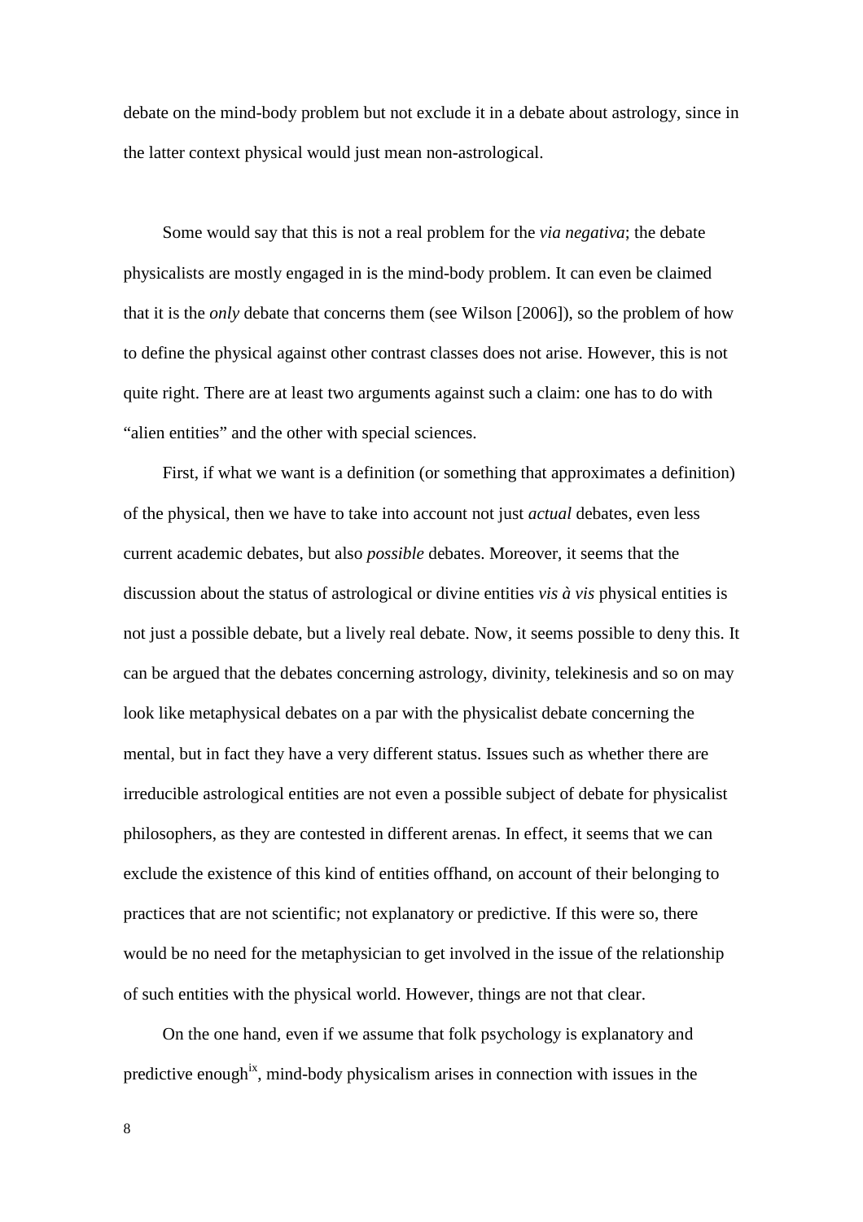debate on the mind-body problem but not exclude it in a debate about astrology, since in the latter context physical would just mean non-astrological.

Some would say that this is not a real problem for the *via negativa*; the debate physicalists are mostly engaged in is the mind-body problem. It can even be claimed that it is the *only* debate that concerns them (see Wilson [2006]), so the problem of how to define the physical against other contrast classes does not arise. However, this is not quite right. There are at least two arguments against such a claim: one has to do with "alien entities" and the other with special sciences.

First, if what we want is a definition (or something that approximates a definition) of the physical, then we have to take into account not just *actual* debates, even less current academic debates, but also *possible* debates. Moreover, it seems that the discussion about the status of astrological or divine entities *vis à vis* physical entities is not just a possible debate, but a lively real debate. Now, it seems possible to deny this. It can be argued that the debates concerning astrology, divinity, telekinesis and so on may look like metaphysical debates on a par with the physicalist debate concerning the mental, but in fact they have a very different status. Issues such as whether there are irreducible astrological entities are not even a possible subject of debate for physicalist philosophers, as they are contested in different arenas. In effect, it seems that we can exclude the existence of this kind of entities offhand, on account of their belonging to practices that are not scientific; not explanatory or predictive. If this were so, there would be no need for the metaphysician to get involved in the issue of the relationship of such entities with the physical world. However, things are not that clear.

On the one hand, even if we assume that folk psychology is explanatory and predictive enough[ix], mind-body physicalism arises in connection with issues in the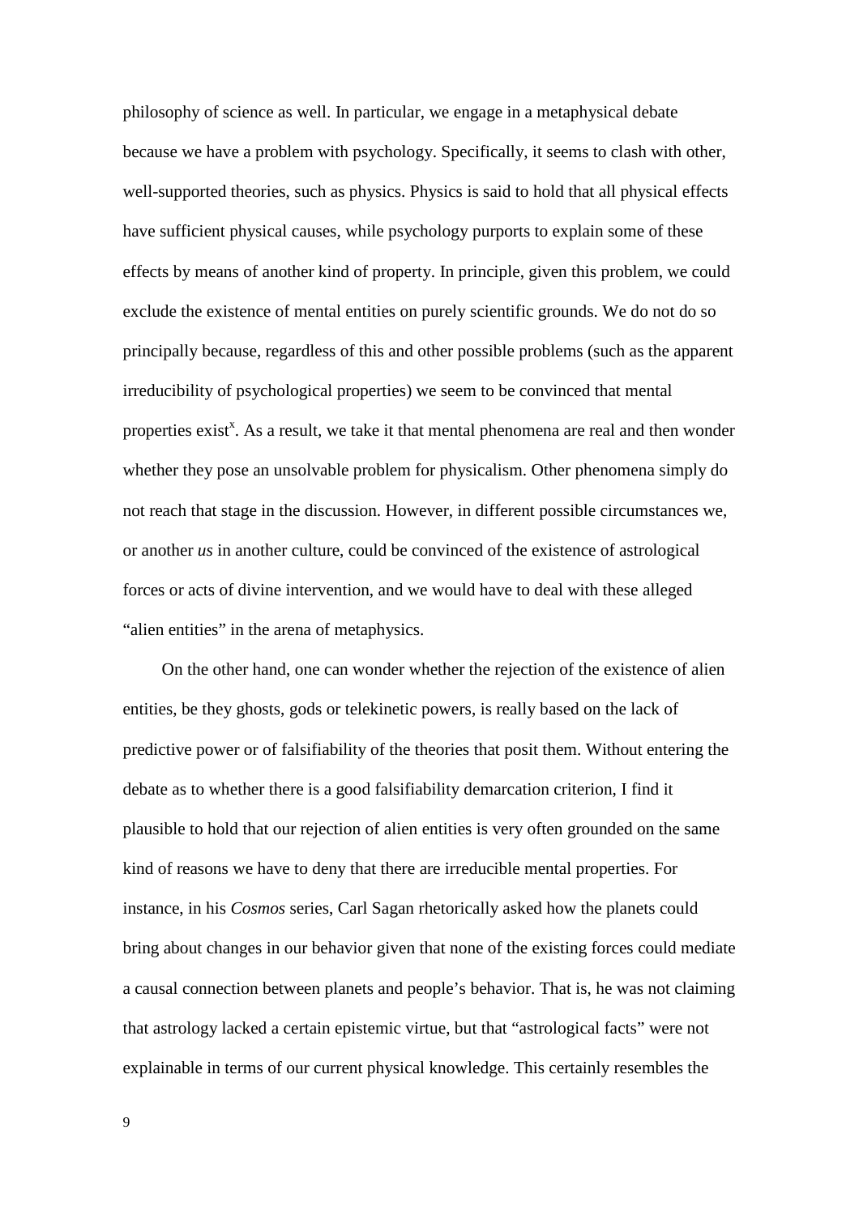philosophy of science as well. In particular, we engage in a metaphysical debate because we have a problem with psychology. Specifically, it seems to clash with other, well-supported theories, such as physics. Physics is said to hold that all physical effects have sufficient physical causes, while psychology purports to explain some of these effects by means of another kind of property. In principle, given this problem, we could exclude the existence of mental entities on purely scientific grounds. We do not do so principally because, regardless of this and other possible problems (such as the apparent irreducibility of psychological properties) we seem to be convinced that mental properties exist[x]. As a result, we take it that mental phenomena are real and then wonder whether they pose an unsolvable problem for physicalism. Other phenomena simply do not reach that stage in the discussion. However, in different possible circumstances we, or another *us* in another culture, could be convinced of the existence of astrological forces or acts of divine intervention, and we would have to deal with these alleged "alien entities" in the arena of metaphysics.

On the other hand, one can wonder whether the rejection of the existence of alien entities, be they ghosts, gods or telekinetic powers, is really based on the lack of predictive power or of falsifiability of the theories that posit them. Without entering the debate as to whether there is a good falsifiability demarcation criterion, I find it plausible to hold that our rejection of alien entities is very often grounded on the same kind of reasons we have to deny that there are irreducible mental properties. For instance, in his *Cosmos* series, Carl Sagan rhetorically asked how the planets could bring about changes in our behavior given that none of the existing forces could mediate a causal connection between planets and people's behavior. That is, he was not claiming that astrology lacked a certain epistemic virtue, but that "astrological facts" were not explainable in terms of our current physical knowledge. This certainly resembles the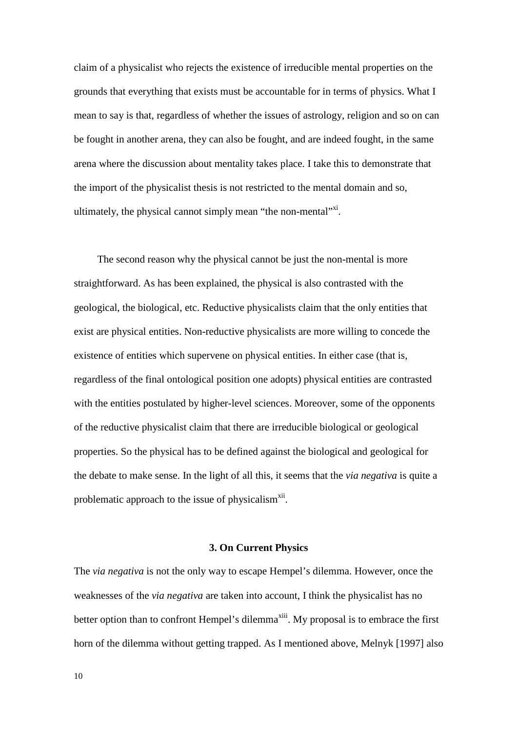claim of a physicalist who rejects the existence of irreducible mental properties on the grounds that everything that exists must be accountable for in terms of physics. What I mean to say is that, regardless of whether the issues of astrology, religion and so on can be fought in another arena, they can also be fought, and are indeed fought, in the same arena where the discussion about mentality takes place. I take this to demonstrate that the import of the physicalist thesis is not restricted to the mental domain and so, ultimately, the physical cannot simply mean "the non-mental"[xi].

The second reason why the physical cannot be just the non-mental is more straightforward. As has been explained, the physical is also contrasted with the geological, the biological, etc. Reductive physicalists claim that the only entities that exist are physical entities. Non-reductive physicalists are more willing to concede the existence of entities which supervene on physical entities. In either case (that is, regardless of the final ontological position one adopts) physical entities are contrasted with the entities postulated by higher-level sciences. Moreover, some of the opponents of the reductive physicalist claim that there are irreducible biological or geological properties. So the physical has to be defined against the biological and geological for the debate to make sense. In the light of all this, it seems that the *via negativa* is quite a problematic approach to the issue of physicalism[xii].

### 3. On Current Physics

The *via negativa* is not the only way to escape Hempel's dilemma. However, once the weaknesses of the *via negativa* are taken into account, I think the physicalist has no better option than to confront Hempel's dilemma[xiii]. My proposal is to embrace the first horn of the dilemma without getting trapped. As I mentioned above, Melnyk [1997] also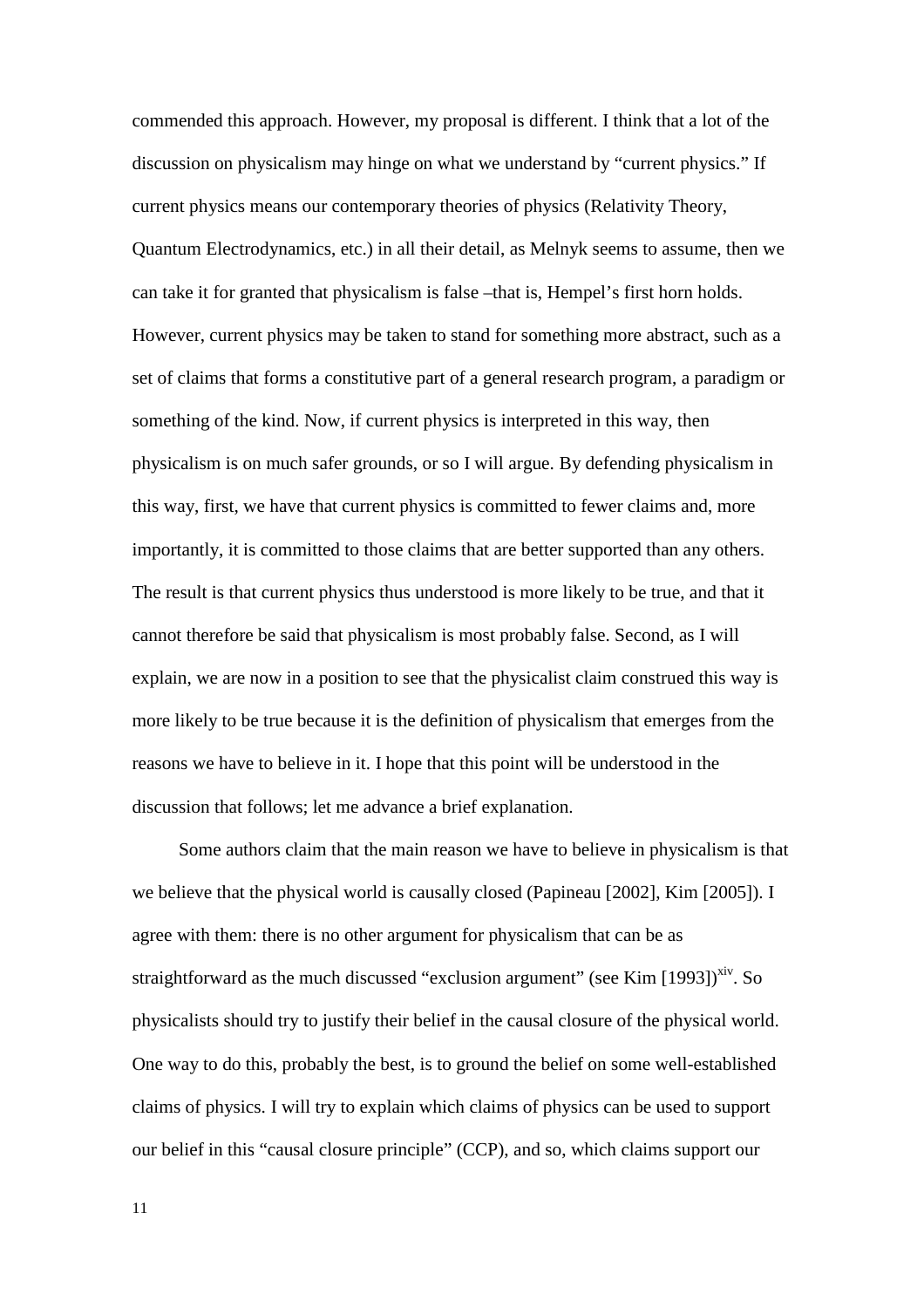commended this approach. However, my proposal is different. I think that a lot of the discussion on physicalism may hinge on what we understand by "current physics." If current physics means our contemporary theories of physics (Relativity Theory, Quantum Electrodynamics, etc.) in all their detail, as Melnyk seems to assume, then we can take it for granted that physicalism is false –that is, Hempel's first horn holds. However, current physics may be taken to stand for something more abstract, such as a set of claims that forms a constitutive part of a general research program, a paradigm or something of the kind. Now, if current physics is interpreted in this way, then physicalism is on much safer grounds, or so I will argue. By defending physicalism in this way, first, we have that current physics is committed to fewer claims and, more importantly, it is committed to those claims that are better supported than any others. The result is that current physics thus understood is more likely to be true, and that it cannot therefore be said that physicalism is most probably false. Second, as I will explain, we are now in a position to see that the physicalist claim construed this way is more likely to be true because it is the definition of physicalism that emerges from the reasons we have to believe in it. I hope that this point will be understood in the discussion that follows; let me advance a brief explanation.

Some authors claim that the main reason we have to believe in physicalism is that we believe that the physical world is causally closed (Papineau [2002], Kim [2005]). I agree with them: there is no other argument for physicalism that can be as straightforward as the much discussed "exclusion argument" (see Kim [1993])[xiv]. So physicalists should try to justify their belief in the causal closure of the physical world. One way to do this, probably the best, is to ground the belief on some well-established claims of physics. I will try to explain which claims of physics can be used to support our belief in this "causal closure principle" (CCP), and so, which claims support our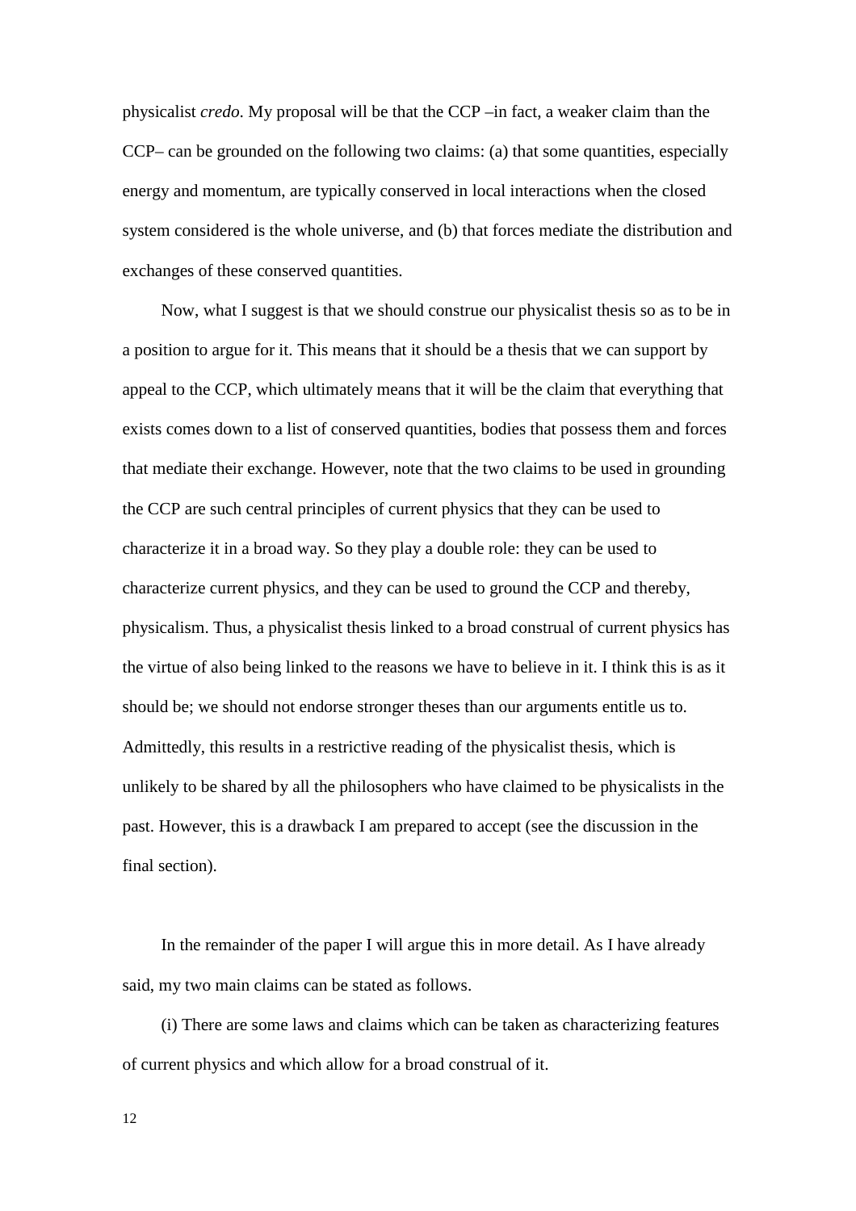physicalist *credo*. My proposal will be that the CCP –in fact, a weaker claim than the CCP– can be grounded on the following two claims: (a) that some quantities, especially energy and momentum, are typically conserved in local interactions when the closed system considered is the whole universe, and (b) that forces mediate the distribution and exchanges of these conserved quantities.

Now, what I suggest is that we should construe our physicalist thesis so as to be in a position to argue for it. This means that it should be a thesis that we can support by appeal to the CCP, which ultimately means that it will be the claim that everything that exists comes down to a list of conserved quantities, bodies that possess them and forces that mediate their exchange. However, note that the two claims to be used in grounding the CCP are such central principles of current physics that they can be used to characterize it in a broad way. So they play a double role: they can be used to characterize current physics, and they can be used to ground the CCP and thereby, physicalism. Thus, a physicalist thesis linked to a broad construal of current physics has the virtue of also being linked to the reasons we have to believe in it. I think this is as it should be; we should not endorse stronger theses than our arguments entitle us to. Admittedly, this results in a restrictive reading of the physicalist thesis, which is unlikely to be shared by all the philosophers who have claimed to be physicalists in the past. However, this is a drawback I am prepared to accept (see the discussion in the final section).

In the remainder of the paper I will argue this in more detail. As I have already said, my two main claims can be stated as follows.

(i) There are some laws and claims which can be taken as characterizing features of current physics and which allow for a broad construal of it.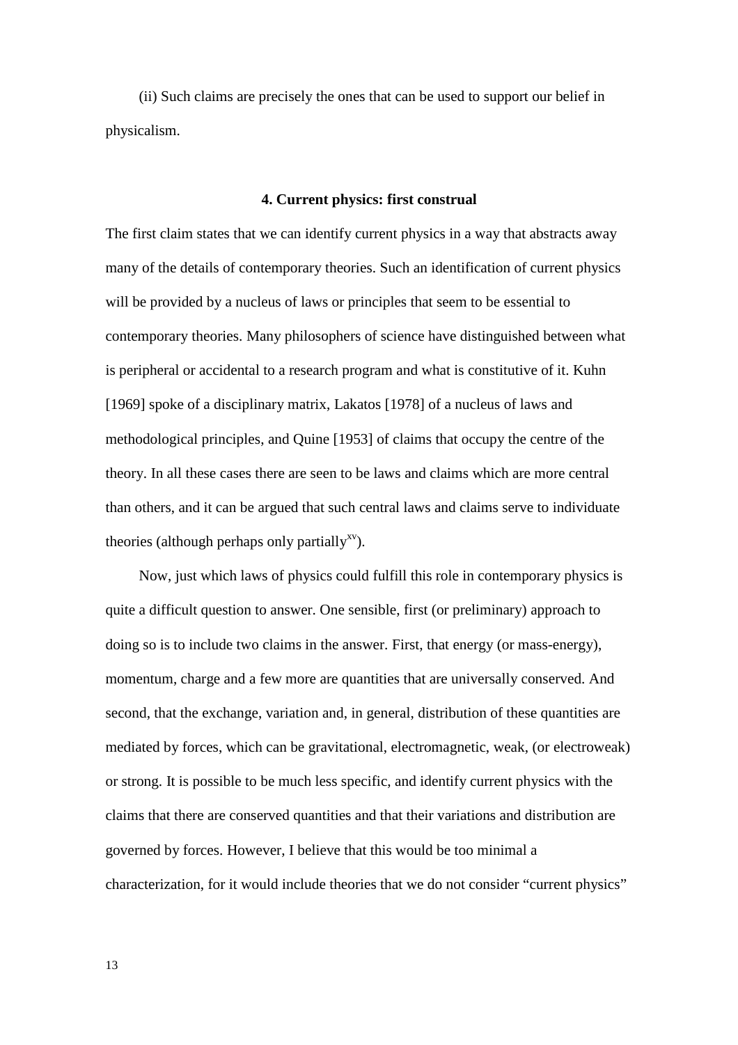(ii) Such claims are precisely the ones that can be used to support our belief in physicalism.

### 4. Current physics: first construal

The first claim states that we can identify current physics in a way that abstracts away many of the details of contemporary theories. Such an identification of current physics will be provided by a nucleus of laws or principles that seem to be essential to contemporary theories. Many philosophers of science have distinguished between what is peripheral or accidental to a research program and what is constitutive of it. Kuhn [1969] spoke of a disciplinary matrix, Lakatos [1978] of a nucleus of laws and methodological principles, and Quine [1953] of claims that occupy the centre of the theory. In all these cases there are seen to be laws and claims which are more central than others, and it can be argued that such central laws and claims serve to individuate theories (although perhaps only partially[xv]).

Now, just which laws of physics could fulfill this role in contemporary physics is quite a difficult question to answer. One sensible, first (or preliminary) approach to doing so is to include two claims in the answer. First, that energy (or mass-energy), momentum, charge and a few more are quantities that are universally conserved. And second, that the exchange, variation and, in general, distribution of these quantities are mediated by forces, which can be gravitational, electromagnetic, weak, (or electroweak) or strong. It is possible to be much less specific, and identify current physics with the claims that there are conserved quantities and that their variations and distribution are governed by forces. However, I believe that this would be too minimal a characterization, for it would include theories that we do not consider "current physics"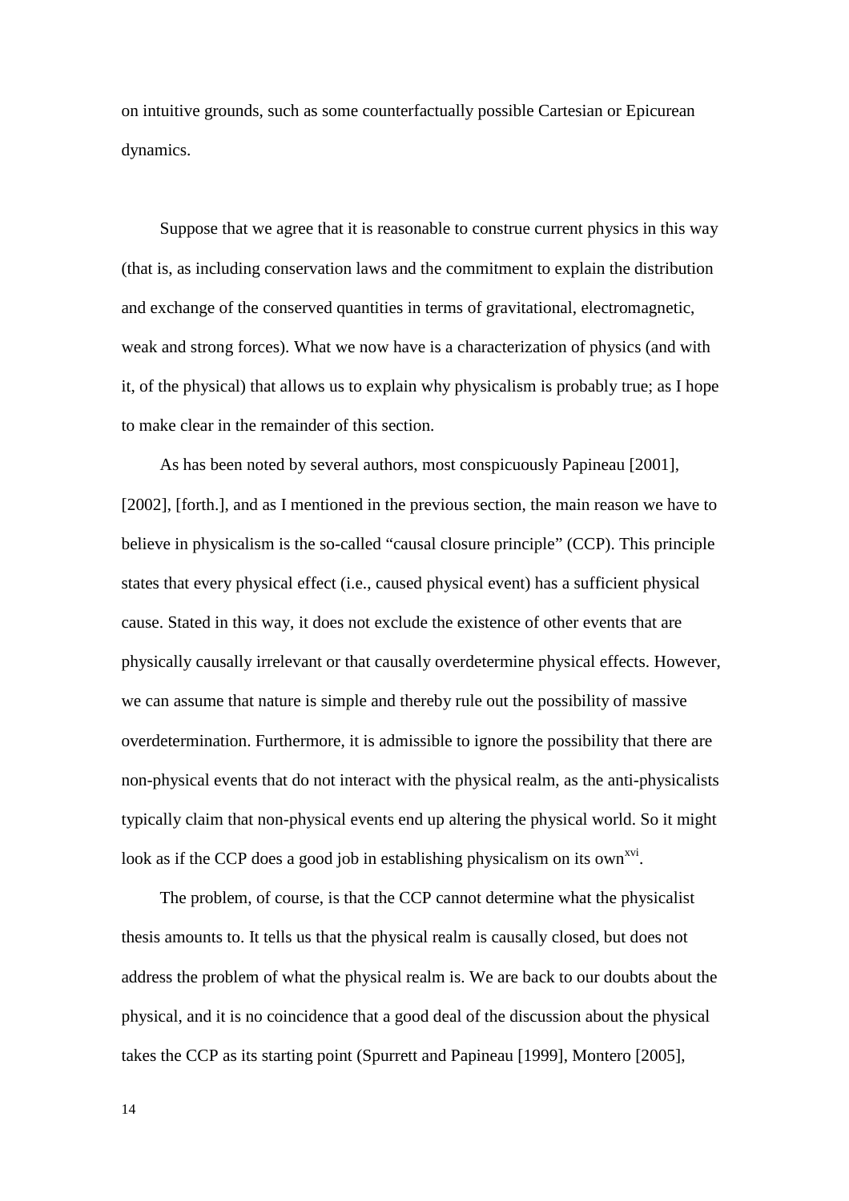on intuitive grounds, such as some counterfactually possible Cartesian or Epicurean dynamics.

Suppose that we agree that it is reasonable to construe current physics in this way (that is, as including conservation laws and the commitment to explain the distribution and exchange of the conserved quantities in terms of gravitational, electromagnetic, weak and strong forces). What we now have is a characterization of physics (and with it, of the physical) that allows us to explain why physicalism is probably true; as I hope to make clear in the remainder of this section.

As has been noted by several authors, most conspicuously Papineau [2001], [2002], [forth.], and as I mentioned in the previous section, the main reason we have to believe in physicalism is the so-called "causal closure principle" (CCP). This principle states that every physical effect (i.e., caused physical event) has a sufficient physical cause. Stated in this way, it does not exclude the existence of other events that are physically causally irrelevant or that causally overdetermine physical effects. However, we can assume that nature is simple and thereby rule out the possibility of massive overdetermination. Furthermore, it is admissible to ignore the possibility that there are non-physical events that do not interact with the physical realm, as the anti-physicalists typically claim that non-physical events end up altering the physical world. So it might look as if the CCP does a good job in establishing physicalism on its own[xvi].

The problem, of course, is that the CCP cannot determine what the physicalist thesis amounts to. It tells us that the physical realm is causally closed, but does not address the problem of what the physical realm is. We are back to our doubts about the physical, and it is no coincidence that a good deal of the discussion about the physical takes the CCP as its starting point (Spurrett and Papineau [1999], Montero [2005],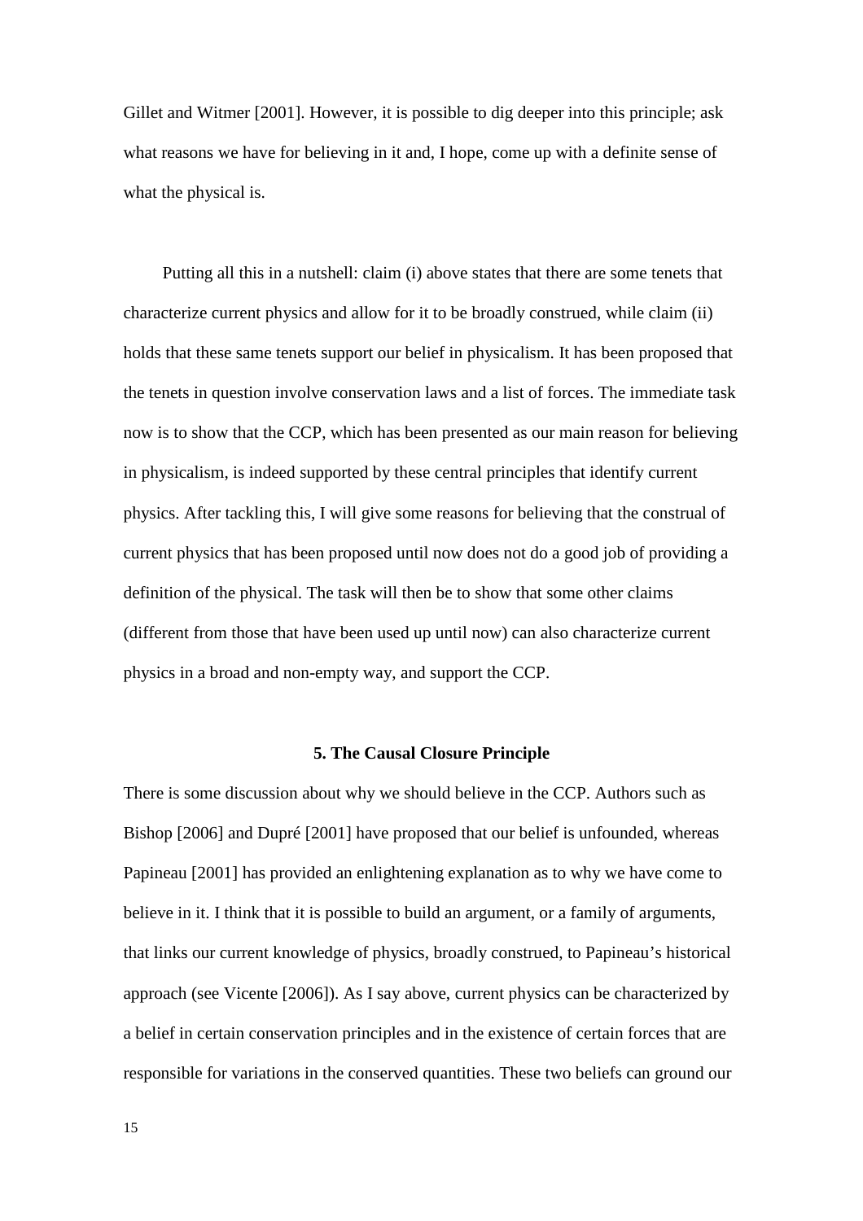Gillet and Witmer [2001]. However, it is possible to dig deeper into this principle; ask what reasons we have for believing in it and, I hope, come up with a definite sense of what the physical is.

Putting all this in a nutshell: claim (i) above states that there are some tenets that characterize current physics and allow for it to be broadly construed, while claim (ii) holds that these same tenets support our belief in physicalism. It has been proposed that the tenets in question involve conservation laws and a list of forces. The immediate task now is to show that the CCP, which has been presented as our main reason for believing in physicalism, is indeed supported by these central principles that identify current physics. After tackling this, I will give some reasons for believing that the construal of current physics that has been proposed until now does not do a good job of providing a definition of the physical. The task will then be to show that some other claims (different from those that have been used up until now) can also characterize current physics in a broad and non-empty way, and support the CCP.

## 5. The Causal Closure Principle

There is some discussion about why we should believe in the CCP. Authors such as Bishop [2006] and Dupré [2001] have proposed that our belief is unfounded, whereas Papineau [2001] has provided an enlightening explanation as to why we have come to believe in it. I think that it is possible to build an argument, or a family of arguments, that links our current knowledge of physics, broadly construed, to Papineau's historical approach (see Vicente [2006]). As I say above, current physics can be characterized by a belief in certain conservation principles and in the existence of certain forces that are responsible for variations in the conserved quantities. These two beliefs can ground our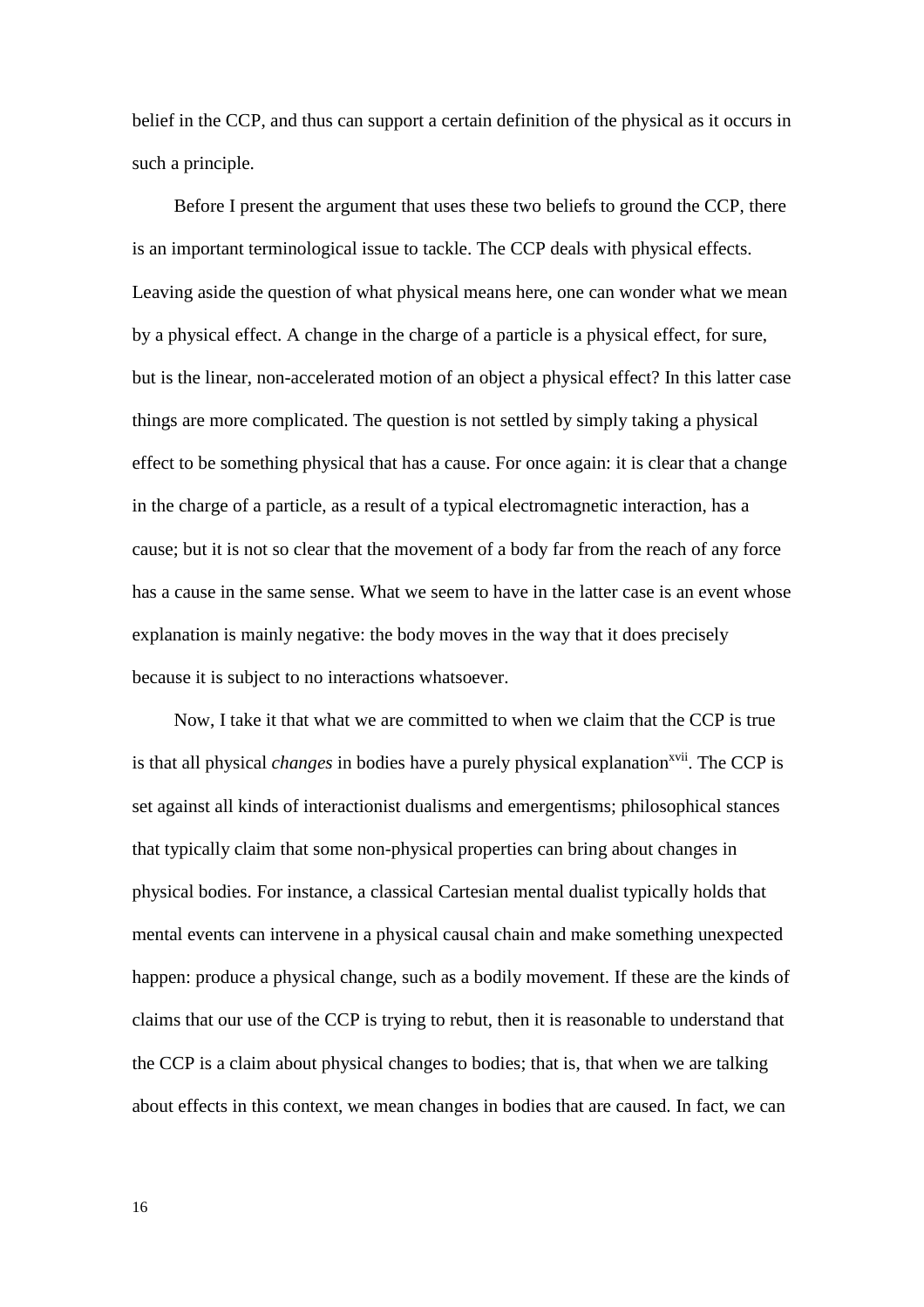belief in the CCP, and thus can support a certain definition of the physical as it occurs in such a principle.

Before I present the argument that uses these two beliefs to ground the CCP, there is an important terminological issue to tackle. The CCP deals with physical effects. Leaving aside the question of what physical means here, one can wonder what we mean by a physical effect. A change in the charge of a particle is a physical effect, for sure, but is the linear, non-accelerated motion of an object a physical effect? In this latter case things are more complicated. The question is not settled by simply taking a physical effect to be something physical that has a cause. For once again: it is clear that a change in the charge of a particle, as a result of a typical electromagnetic interaction, has a cause; but it is not so clear that the movement of a body far from the reach of any force has a cause in the same sense. What we seem to have in the latter case is an event whose explanation is mainly negative: the body moves in the way that it does precisely because it is subject to no interactions whatsoever.

Now, I take it that what we are committed to when we claim that the CCP is true is that all physical *changes* in bodies have a purely physical explanation[xvii]. The CCP is set against all kinds of interactionist dualisms and emergentisms; philosophical stances that typically claim that some non-physical properties can bring about changes in physical bodies. For instance, a classical Cartesian mental dualist typically holds that mental events can intervene in a physical causal chain and make something unexpected happen: produce a physical change, such as a bodily movement. If these are the kinds of claims that our use of the CCP is trying to rebut, then it is reasonable to understand that the CCP is a claim about physical changes to bodies; that is, that when we are talking about effects in this context, we mean changes in bodies that are caused. In fact, we can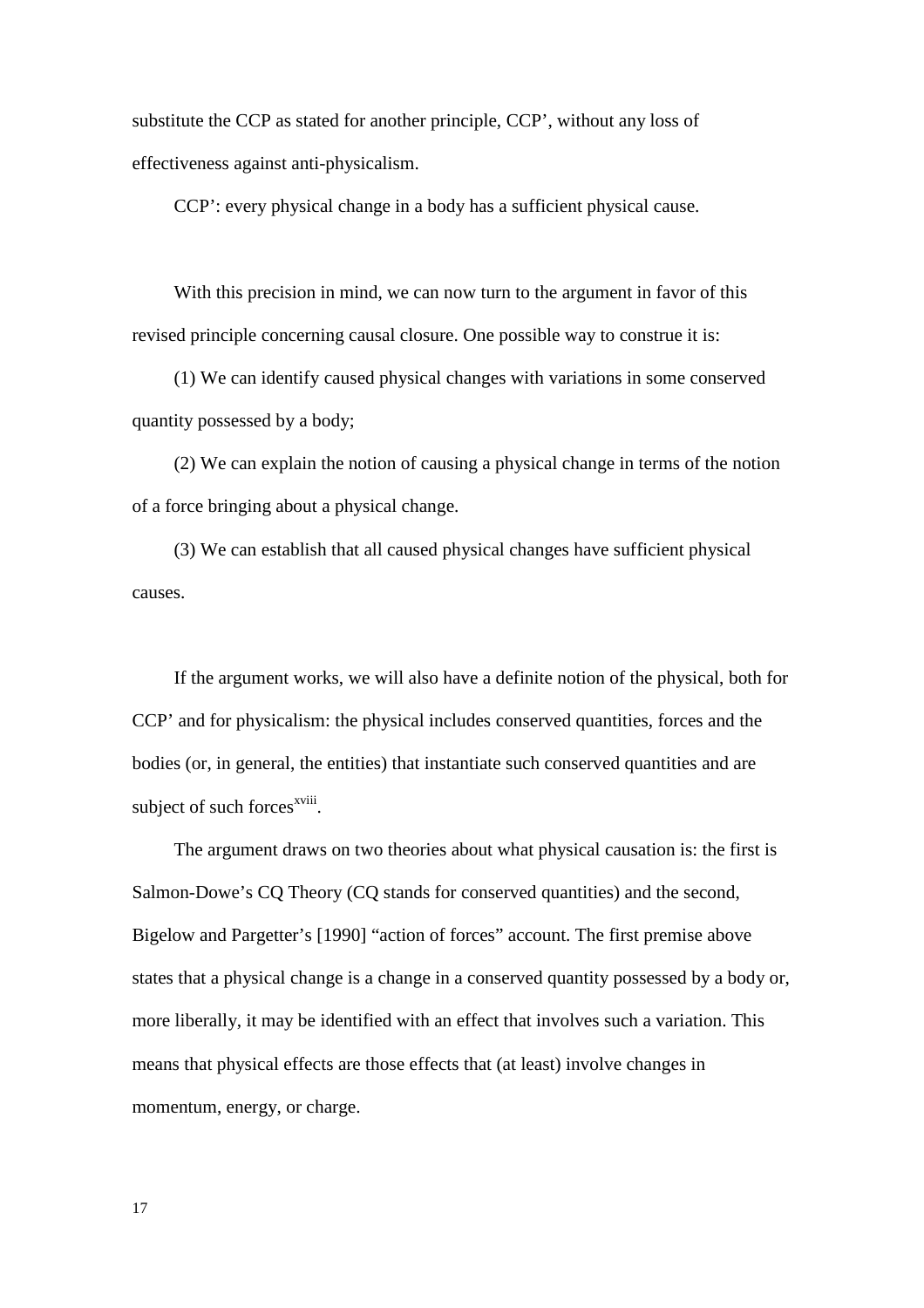substitute the CCP as stated for another principle, CCP', without any loss of effectiveness against anti-physicalism.

CCP': every physical change in a body has a sufficient physical cause.

With this precision in mind, we can now turn to the argument in favor of this revised principle concerning causal closure. One possible way to construe it is:

(1) We can identify caused physical changes with variations in some conserved quantity possessed by a body;

(2) We can explain the notion of causing a physical change in terms of the notion of a force bringing about a physical change.

(3) We can establish that all caused physical changes have sufficient physical causes.

If the argument works, we will also have a definite notion of the physical, both for CCP' and for physicalism: the physical includes conserved quantities, forces and the bodies (or, in general, the entities) that instantiate such conserved quantities and are subject of such forces[xviii].

The argument draws on two theories about what physical causation is: the first is Salmon-Dowe's CQ Theory (CQ stands for conserved quantities) and the second, Bigelow and Pargetter's [1990] "action of forces" account. The first premise above states that a physical change is a change in a conserved quantity possessed by a body or, more liberally, it may be identified with an effect that involves such a variation. This means that physical effects are those effects that (at least) involve changes in momentum, energy, or charge.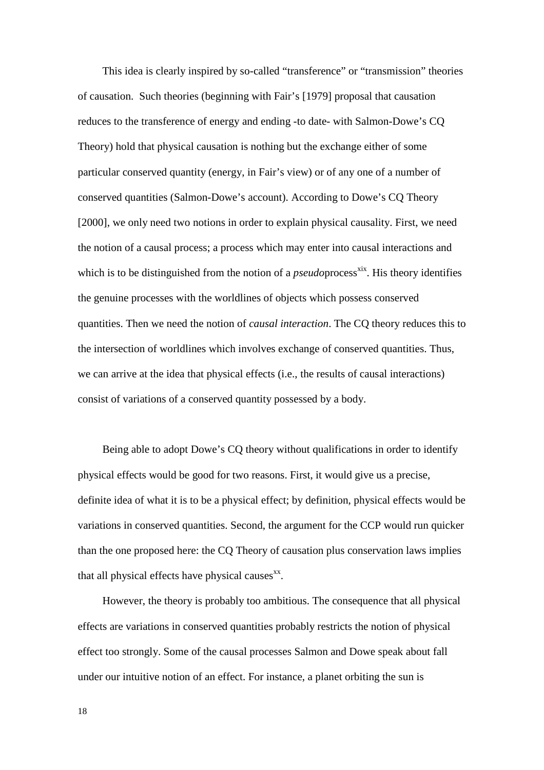This idea is clearly inspired by so-called "transference" or "transmission" theories of causation. Such theories (beginning with Fair's [1979] proposal that causation reduces to the transference of energy and ending -to date- with Salmon-Dowe's CQ Theory) hold that physical causation is nothing but the exchange either of some particular conserved quantity (energy, in Fair's view) or of any one of a number of conserved quantities (Salmon-Dowe's account). According to Dowe's CQ Theory [2000], we only need two notions in order to explain physical causality. First, we need the notion of a causal process; a process which may enter into causal interactions and which is to be distinguished from the notion of a *pseudo*process[xix]. His theory identifies the genuine processes with the worldlines of objects which possess conserved quantities. Then we need the notion of *causal interaction*. The CQ theory reduces this to the intersection of worldlines which involves exchange of conserved quantities. Thus, we can arrive at the idea that physical effects (i.e., the results of causal interactions) consist of variations of a conserved quantity possessed by a body.

Being able to adopt Dowe's CQ theory without qualifications in order to identify physical effects would be good for two reasons. First, it would give us a precise, definite idea of what it is to be a physical effect; by definition, physical effects would be variations in conserved quantities. Second, the argument for the CCP would run quicker than the one proposed here: the CQ Theory of causation plus conservation laws implies that all physical effects have physical causes[xx].

However, the theory is probably too ambitious. The consequence that all physical effects are variations in conserved quantities probably restricts the notion of physical effect too strongly. Some of the causal processes Salmon and Dowe speak about fall under our intuitive notion of an effect. For instance, a planet orbiting the sun is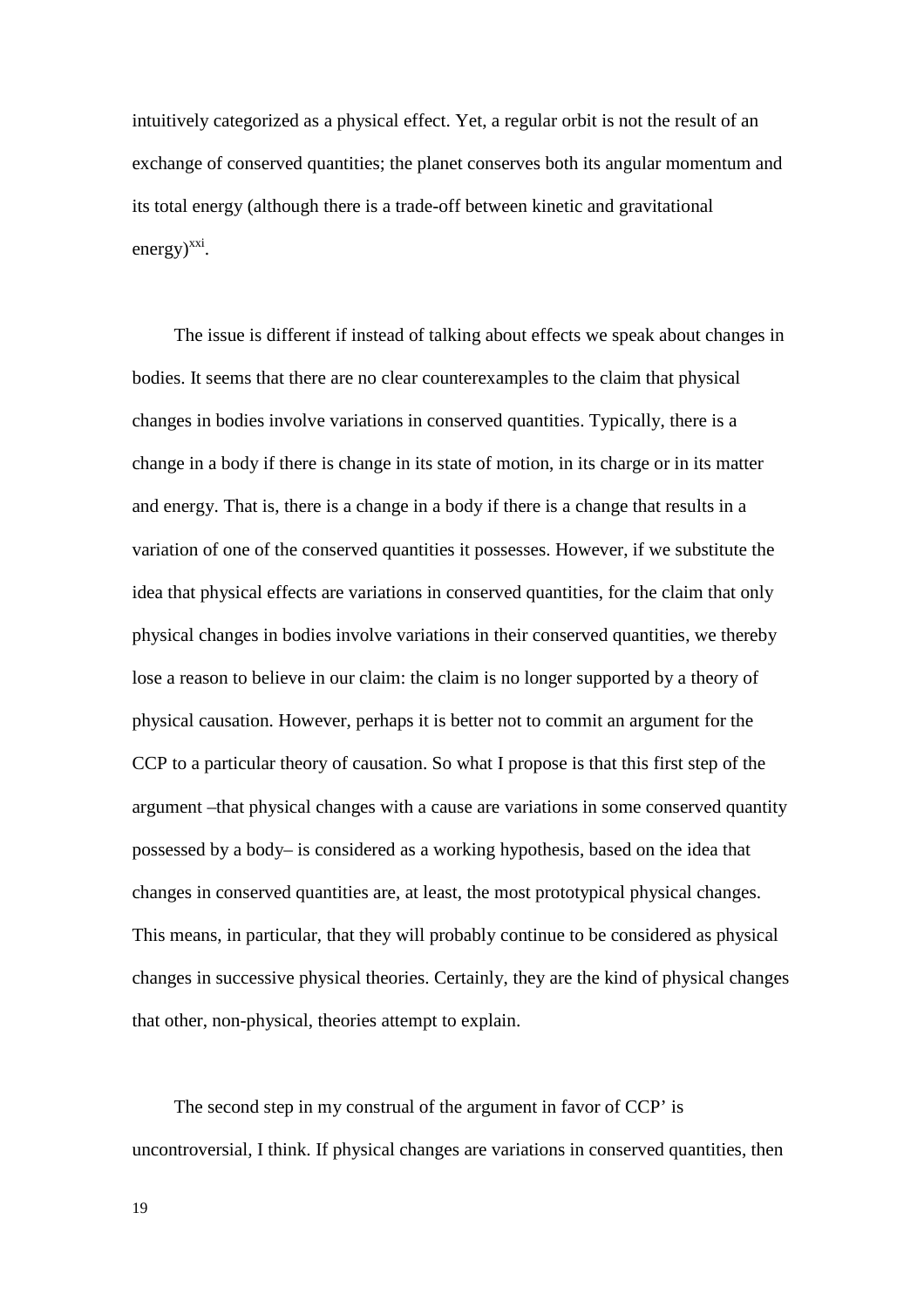intuitively categorized as a physical effect. Yet, a regular orbit is not the result of an exchange of conserved quantities; the planet conserves both its angular momentum and its total energy (although there is a trade-off between kinetic and gravitational energy)[xxi].

The issue is different if instead of talking about effects we speak about changes in bodies. It seems that there are no clear counterexamples to the claim that physical changes in bodies involve variations in conserved quantities. Typically, there is a change in a body if there is change in its state of motion, in its charge or in its matter and energy. That is, there is a change in a body if there is a change that results in a variation of one of the conserved quantities it possesses. However, if we substitute the idea that physical effects are variations in conserved quantities, for the claim that only physical changes in bodies involve variations in their conserved quantities, we thereby lose a reason to believe in our claim: the claim is no longer supported by a theory of physical causation. However, perhaps it is better not to commit an argument for the CCP to a particular theory of causation. So what I propose is that this first step of the argument –that physical changes with a cause are variations in some conserved quantity possessed by a body– is considered as a working hypothesis, based on the idea that changes in conserved quantities are, at least, the most prototypical physical changes. This means, in particular, that they will probably continue to be considered as physical changes in successive physical theories. Certainly, they are the kind of physical changes that other, non-physical, theories attempt to explain.

The second step in my construal of the argument in favor of CCP' is uncontroversial, I think. If physical changes are variations in conserved quantities, then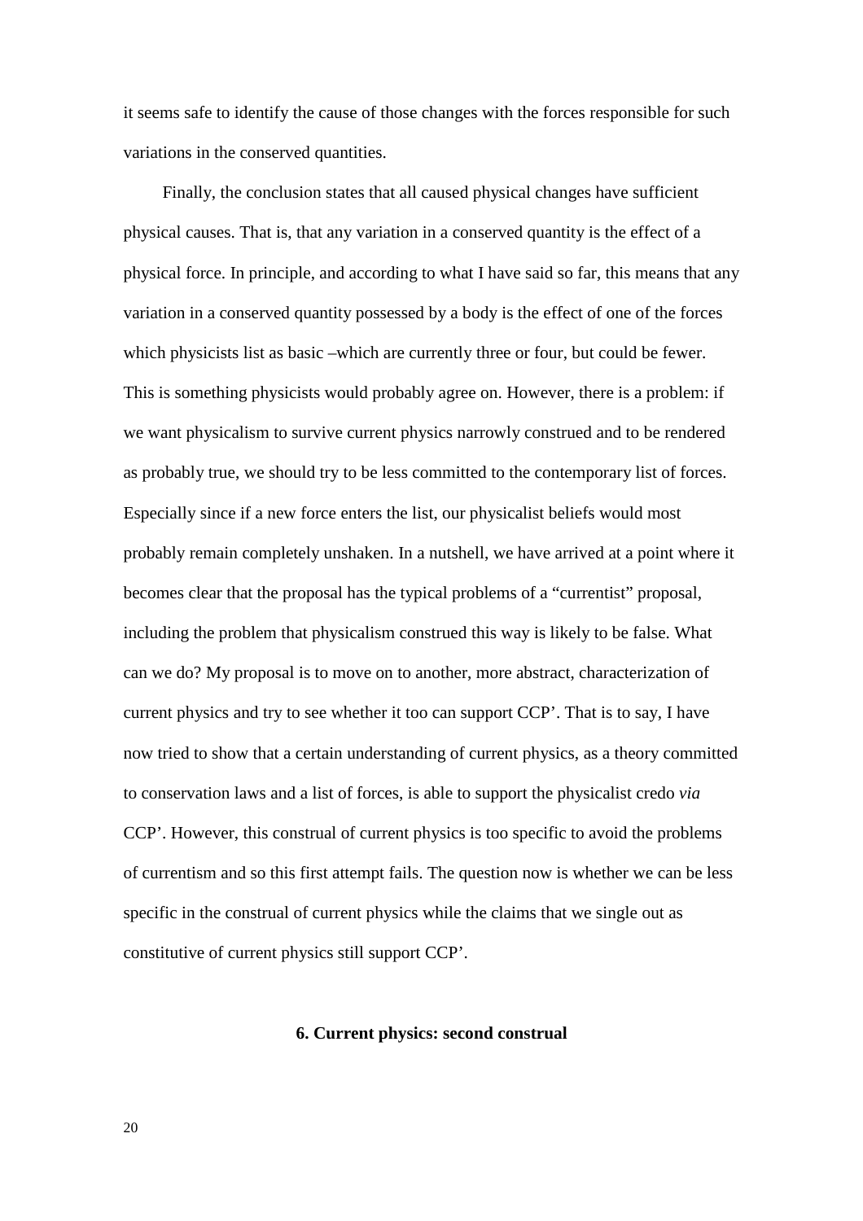it seems safe to identify the cause of those changes with the forces responsible for such variations in the conserved quantities.

Finally, the conclusion states that all caused physical changes have sufficient physical causes. That is, that any variation in a conserved quantity is the effect of a physical force. In principle, and according to what I have said so far, this means that any variation in a conserved quantity possessed by a body is the effect of one of the forces which physicists list as basic –which are currently three or four, but could be fewer. This is something physicists would probably agree on. However, there is a problem: if we want physicalism to survive current physics narrowly construed and to be rendered as probably true, we should try to be less committed to the contemporary list of forces. Especially since if a new force enters the list, our physicalist beliefs would most probably remain completely unshaken. In a nutshell, we have arrived at a point where it becomes clear that the proposal has the typical problems of a "currentist" proposal, including the problem that physicalism construed this way is likely to be false. What can we do? My proposal is to move on to another, more abstract, characterization of current physics and try to see whether it too can support CCP'. That is to say, I have now tried to show that a certain understanding of current physics, as a theory committed to conservation laws and a list of forces, is able to support the physicalist credo *via* CCP'. However, this construal of current physics is too specific to avoid the problems of currentism and so this first attempt fails. The question now is whether we can be less specific in the construal of current physics while the claims that we single out as constitutive of current physics still support CCP'.

## 6. Current physics: second construal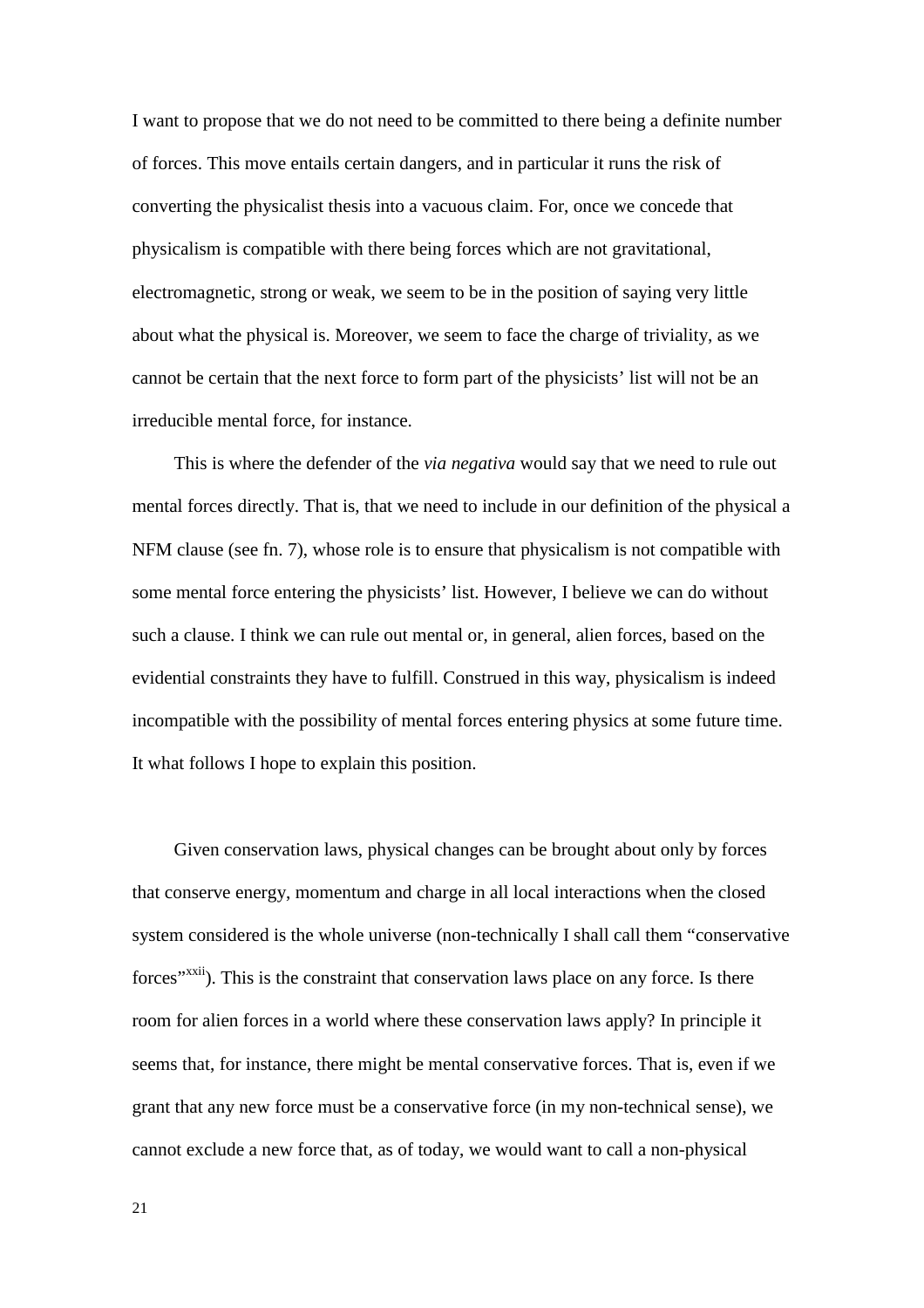I want to propose that we do not need to be committed to there being a definite number of forces. This move entails certain dangers, and in particular it runs the risk of converting the physicalist thesis into a vacuous claim. For, once we concede that physicalism is compatible with there being forces which are not gravitational, electromagnetic, strong or weak, we seem to be in the position of saying very little about what the physical is. Moreover, we seem to face the charge of triviality, as we cannot be certain that the next force to form part of the physicists' list will not be an irreducible mental force, for instance.

This is where the defender of the *via negativa* would say that we need to rule out mental forces directly. That is, that we need to include in our definition of the physical a NFM clause (see fn. 7), whose role is to ensure that physicalism is not compatible with some mental force entering the physicists' list. However, I believe we can do without such a clause. I think we can rule out mental or, in general, alien forces, based on the evidential constraints they have to fulfill. Construed in this way, physicalism is indeed incompatible with the possibility of mental forces entering physics at some future time. It what follows I hope to explain this position.

Given conservation laws, physical changes can be brought about only by forces that conserve energy, momentum and charge in all local interactions when the closed system considered is the whole universe (non-technically I shall call them "conservative forces"[xxii]). This is the constraint that conservation laws place on any force. Is there room for alien forces in a world where these conservation laws apply? In principle it seems that, for instance, there might be mental conservative forces. That is, even if we grant that any new force must be a conservative force (in my non-technical sense), we cannot exclude a new force that, as of today, we would want to call a non-physical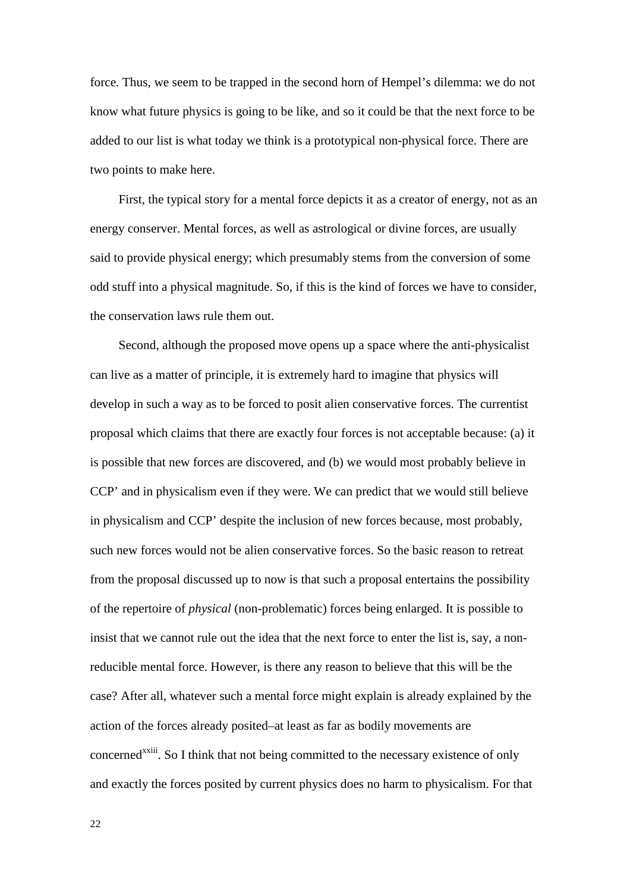force. Thus, we seem to be trapped in the second horn of Hempel's dilemma: we do not know what future physics is going to be like, and so it could be that the next force to be added to our list is what today we think is a prototypical non-physical force. There are two points to make here.

First, the typical story for a mental force depicts it as a creator of energy, not as an energy conserver. Mental forces, as well as astrological or divine forces, are usually said to provide physical energy; which presumably stems from the conversion of some odd stuff into a physical magnitude. So, if this is the kind of forces we have to consider, the conservation laws rule them out.

Second, although the proposed move opens up a space where the anti-physicalist can live as a matter of principle, it is extremely hard to imagine that physics will develop in such a way as to be forced to posit alien conservative forces. The currentist proposal which claims that there are exactly four forces is not acceptable because: (a) it is possible that new forces are discovered, and (b) we would most probably believe in CCP' and in physicalism even if they were. We can predict that we would still believe in physicalism and CCP' despite the inclusion of new forces because, most probably, such new forces would not be alien conservative forces. So the basic reason to retreat from the proposal discussed up to now is that such a proposal entertains the possibility of the repertoire of *physical* (non-problematic) forces being enlarged. It is possible to insist that we cannot rule out the idea that the next force to enter the list is, say, a non-reducible mental force. However, is there any reason to believe that this will be the case? After all, whatever such a mental force might explain is already explained by the action of the forces already posited–at least as far as bodily movements are concerned[xxiii]. So I think that not being committed to the necessary existence of only and exactly the forces posited by current physics does no harm to physicalism. For that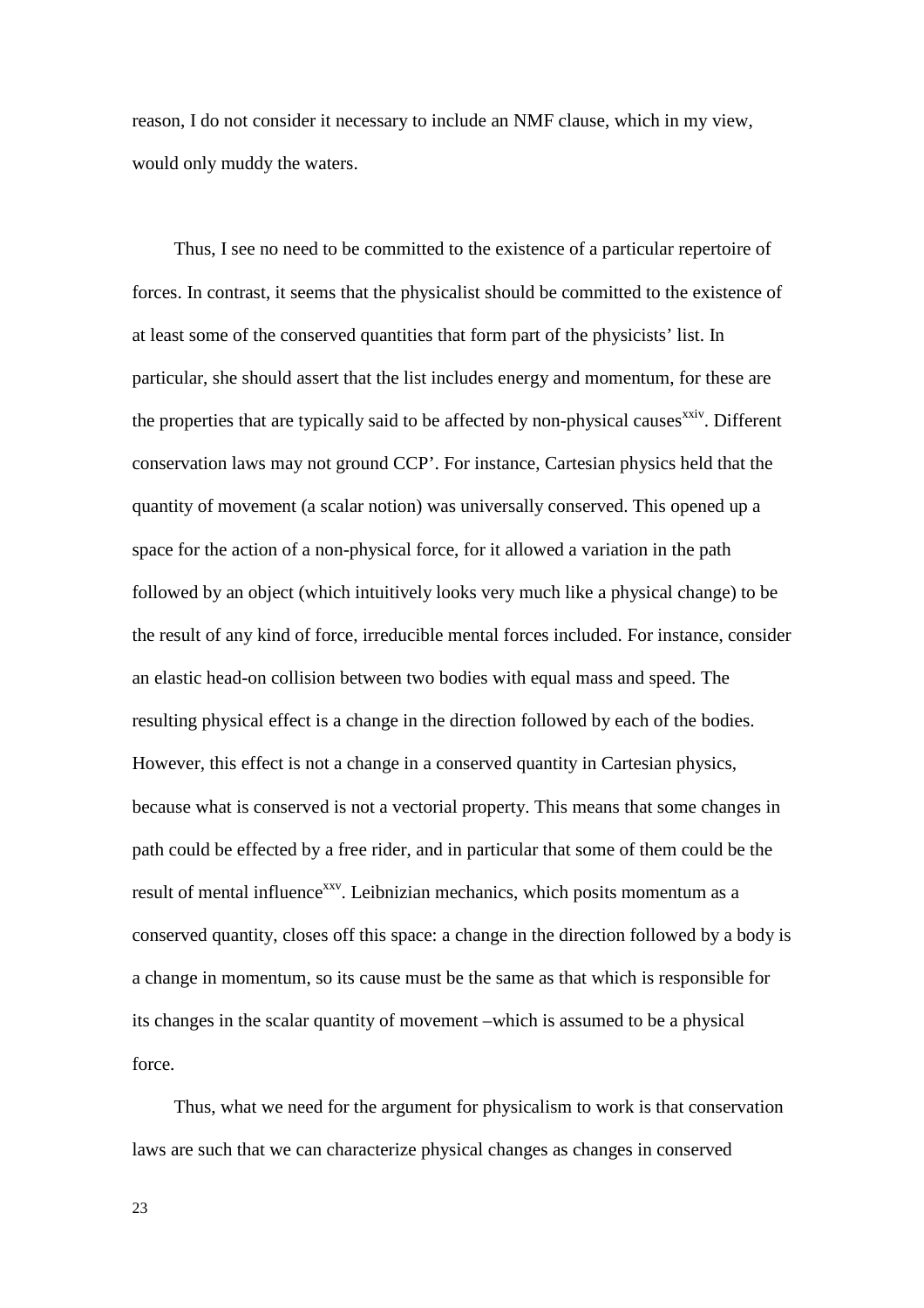reason, I do not consider it necessary to include an NMF clause, which in my view, would only muddy the waters.

Thus, I see no need to be committed to the existence of a particular repertoire of forces. In contrast, it seems that the physicalist should be committed to the existence of at least some of the conserved quantities that form part of the physicists' list. In particular, she should assert that the list includes energy and momentum, for these are the properties that are typically said to be affected by non-physical causes[xxiv]. Different conservation laws may not ground CCP'. For instance, Cartesian physics held that the quantity of movement (a scalar notion) was universally conserved. This opened up a space for the action of a non-physical force, for it allowed a variation in the path followed by an object (which intuitively looks very much like a physical change) to be the result of any kind of force, irreducible mental forces included. For instance, consider an elastic head-on collision between two bodies with equal mass and speed. The resulting physical effect is a change in the direction followed by each of the bodies. However, this effect is not a change in a conserved quantity in Cartesian physics, because what is conserved is not a vectorial property. This means that some changes in path could be effected by a free rider, and in particular that some of them could be the result of mental influence[xxv]. Leibnizian mechanics, which posits momentum as a conserved quantity, closes off this space: a change in the direction followed by a body is a change in momentum, so its cause must be the same as that which is responsible for its changes in the scalar quantity of movement –which is assumed to be a physical force.

Thus, what we need for the argument for physicalism to work is that conservation laws are such that we can characterize physical changes as changes in conserved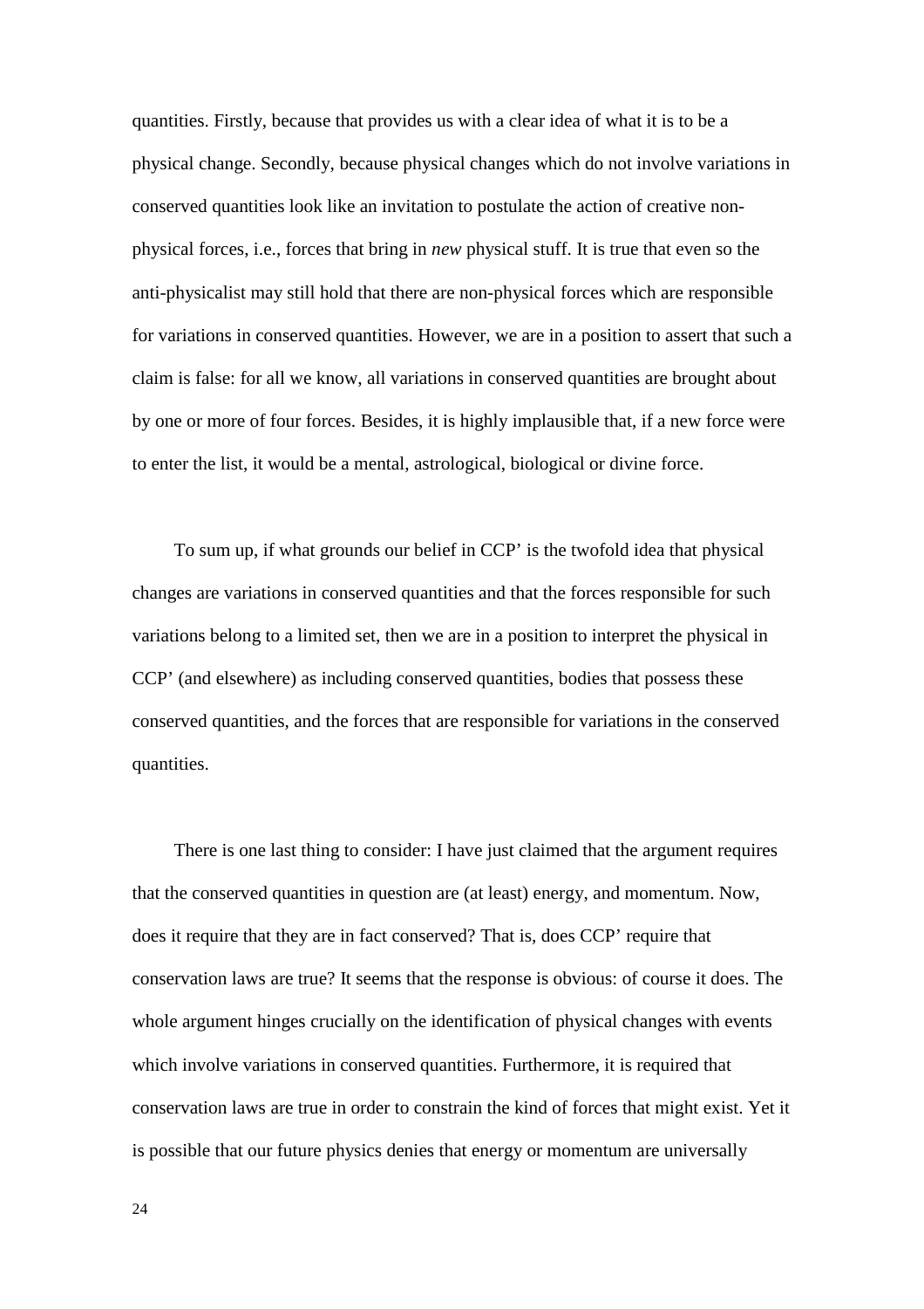quantities. Firstly, because that provides us with a clear idea of what it is to be a physical change. Secondly, because physical changes which do not involve variations in conserved quantities look like an invitation to postulate the action of creative non-physical forces, i.e., forces that bring in *new* physical stuff. It is true that even so the anti-physicalist may still hold that there are non-physical forces which are responsible for variations in conserved quantities. However, we are in a position to assert that such a claim is false: for all we know, all variations in conserved quantities are brought about by one or more of four forces. Besides, it is highly implausible that, if a new force were to enter the list, it would be a mental, astrological, biological or divine force.

To sum up, if what grounds our belief in CCP' is the twofold idea that physical changes are variations in conserved quantities and that the forces responsible for such variations belong to a limited set, then we are in a position to interpret the physical in CCP' (and elsewhere) as including conserved quantities, bodies that possess these conserved quantities, and the forces that are responsible for variations in the conserved quantities.

There is one last thing to consider: I have just claimed that the argument requires that the conserved quantities in question are (at least) energy, and momentum. Now, does it require that they are in fact conserved? That is, does CCP' require that conservation laws are true? It seems that the response is obvious: of course it does. The whole argument hinges crucially on the identification of physical changes with events which involve variations in conserved quantities. Furthermore, it is required that conservation laws are true in order to constrain the kind of forces that might exist. Yet it is possible that our future physics denies that energy or momentum are universally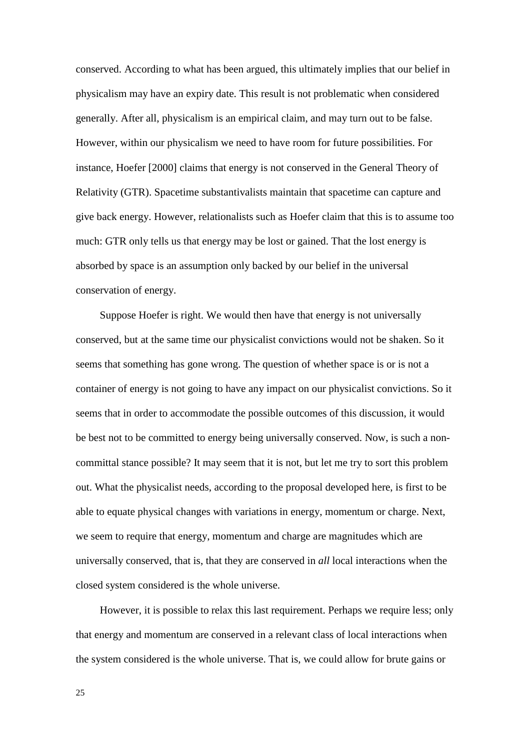conserved. According to what has been argued, this ultimately implies that our belief in physicalism may have an expiry date. This result is not problematic when considered generally. After all, physicalism is an empirical claim, and may turn out to be false. However, within our physicalism we need to have room for future possibilities. For instance, Hoefer [2000] claims that energy is not conserved in the General Theory of Relativity (GTR). Spacetime substantivalists maintain that spacetime can capture and give back energy. However, relationalists such as Hoefer claim that this is to assume too much: GTR only tells us that energy may be lost or gained. That the lost energy is absorbed by space is an assumption only backed by our belief in the universal conservation of energy.

Suppose Hoefer is right. We would then have that energy is not universally conserved, but at the same time our physicalist convictions would not be shaken. So it seems that something has gone wrong. The question of whether space is or is not a container of energy is not going to have any impact on our physicalist convictions. So it seems that in order to accommodate the possible outcomes of this discussion, it would be best not to be committed to energy being universally conserved. Now, is such a non-committal stance possible? It may seem that it is not, but let me try to sort this problem out. What the physicalist needs, according to the proposal developed here, is first to be able to equate physical changes with variations in energy, momentum or charge. Next, we seem to require that energy, momentum and charge are magnitudes which are universally conserved, that is, that they are conserved in *all* local interactions when the closed system considered is the whole universe.

However, it is possible to relax this last requirement. Perhaps we require less; only that energy and momentum are conserved in a relevant class of local interactions when the system considered is the whole universe. That is, we could allow for brute gains or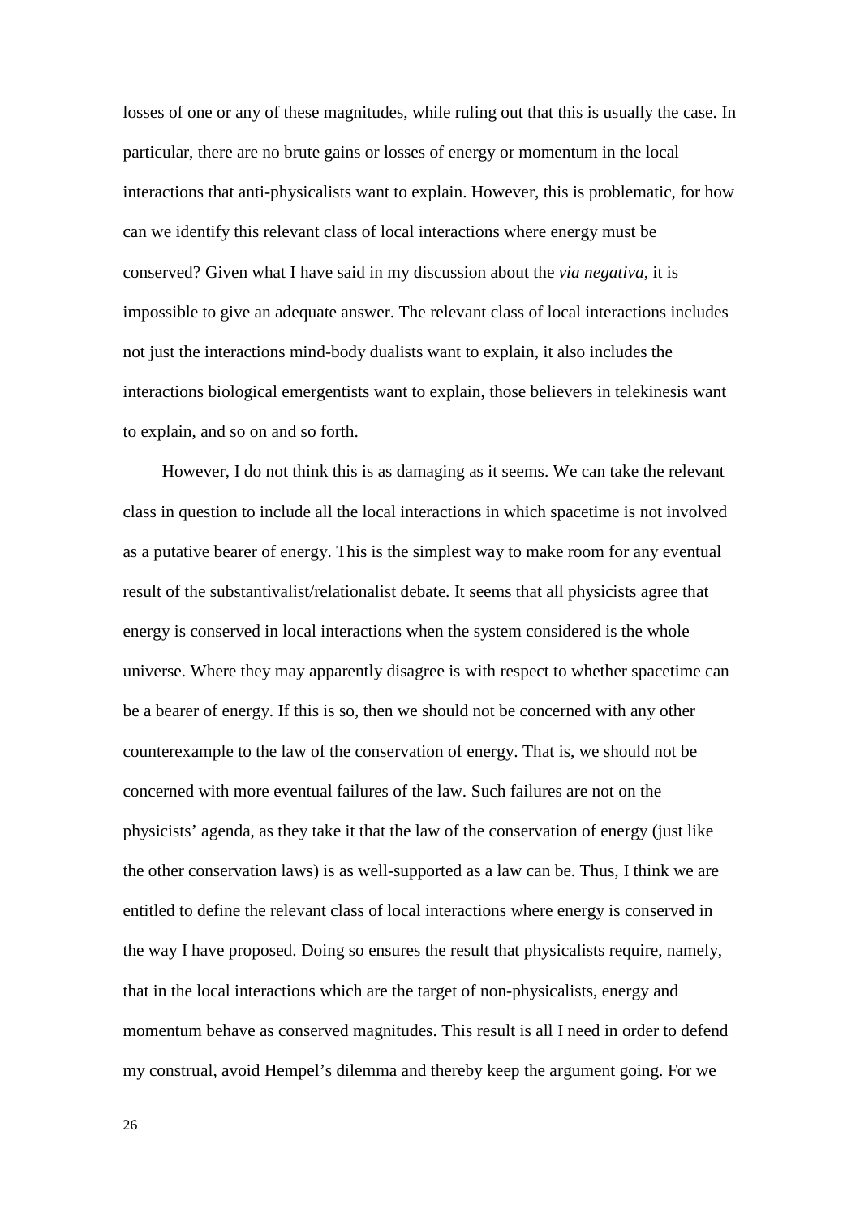losses of one or any of these magnitudes, while ruling out that this is usually the case. In particular, there are no brute gains or losses of energy or momentum in the local interactions that anti-physicalists want to explain. However, this is problematic, for how can we identify this relevant class of local interactions where energy must be conserved? Given what I have said in my discussion about the *via negativa*, it is impossible to give an adequate answer. The relevant class of local interactions includes not just the interactions mind-body dualists want to explain, it also includes the interactions biological emergentists want to explain, those believers in telekinesis want to explain, and so on and so forth.

However, I do not think this is as damaging as it seems. We can take the relevant class in question to include all the local interactions in which spacetime is not involved as a putative bearer of energy. This is the simplest way to make room for any eventual result of the substantivalist/relationalist debate. It seems that all physicists agree that energy is conserved in local interactions when the system considered is the whole universe. Where they may apparently disagree is with respect to whether spacetime can be a bearer of energy. If this is so, then we should not be concerned with any other counterexample to the law of the conservation of energy. That is, we should not be concerned with more eventual failures of the law. Such failures are not on the physicists' agenda, as they take it that the law of the conservation of energy (just like the other conservation laws) is as well-supported as a law can be. Thus, I think we are entitled to define the relevant class of local interactions where energy is conserved in the way I have proposed. Doing so ensures the result that physicalists require, namely, that in the local interactions which are the target of non-physicalists, energy and momentum behave as conserved magnitudes. This result is all I need in order to defend my construal, avoid Hempel's dilemma and thereby keep the argument going. For we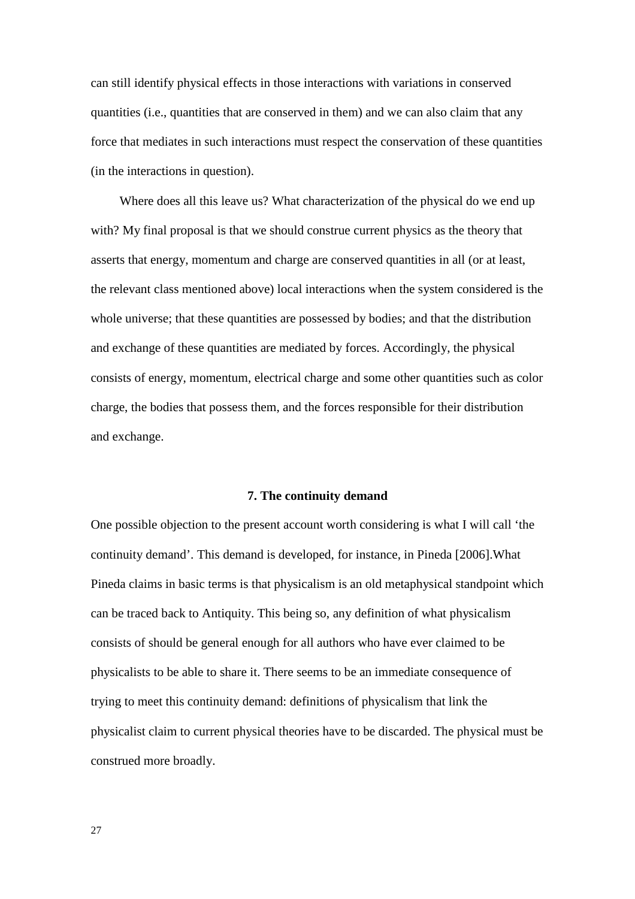can still identify physical effects in those interactions with variations in conserved quantities (i.e., quantities that are conserved in them) and we can also claim that any force that mediates in such interactions must respect the conservation of these quantities (in the interactions in question).

Where does all this leave us? What characterization of the physical do we end up with? My final proposal is that we should construe current physics as the theory that asserts that energy, momentum and charge are conserved quantities in all (or at least, the relevant class mentioned above) local interactions when the system considered is the whole universe; that these quantities are possessed by bodies; and that the distribution and exchange of these quantities are mediated by forces. Accordingly, the physical consists of energy, momentum, electrical charge and some other quantities such as color charge, the bodies that possess them, and the forces responsible for their distribution and exchange.

## 7. The continuity demand

One possible objection to the present account worth considering is what I will call 'the continuity demand'. This demand is developed, for instance, in Pineda [2006].What Pineda claims in basic terms is that physicalism is an old metaphysical standpoint which can be traced back to Antiquity. This being so, any definition of what physicalism consists of should be general enough for all authors who have ever claimed to be physicalists to be able to share it. There seems to be an immediate consequence of trying to meet this continuity demand: definitions of physicalism that link the physicalist claim to current physical theories have to be discarded. The physical must be construed more broadly.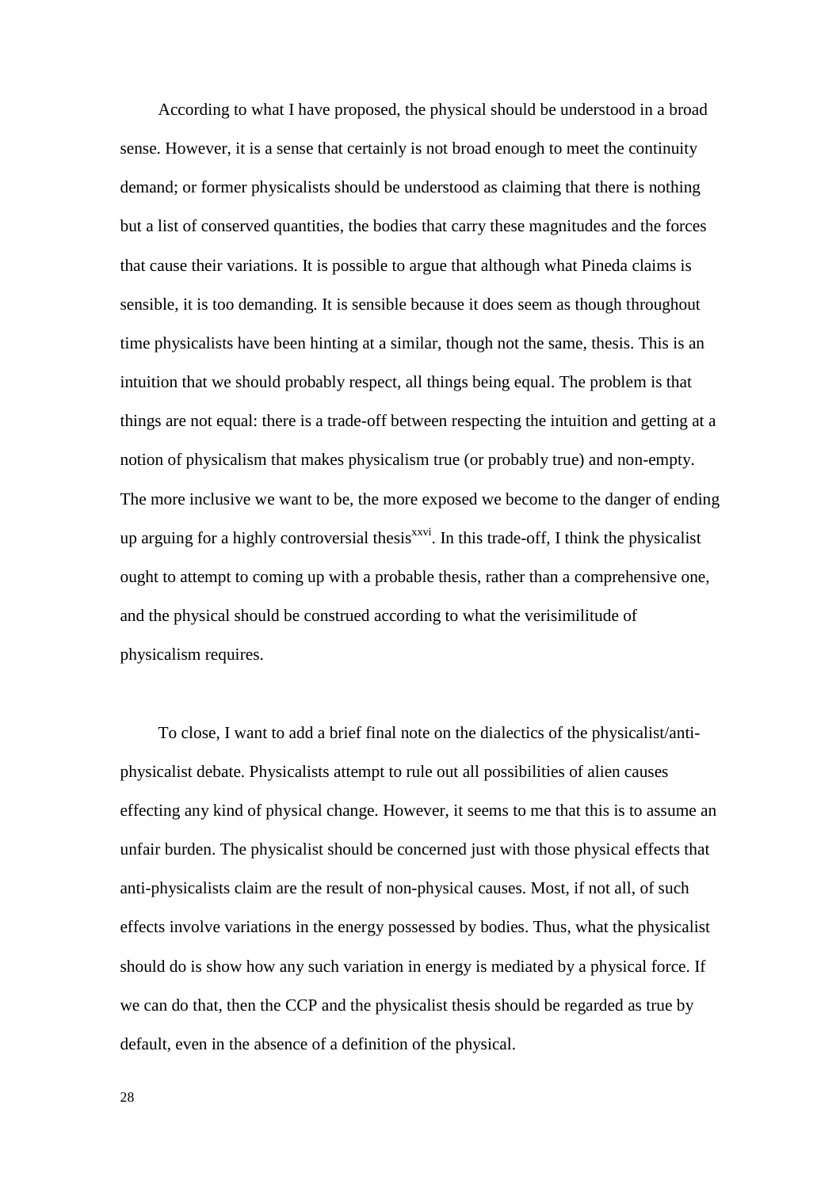According to what I have proposed, the physical should be understood in a broad sense. However, it is a sense that certainly is not broad enough to meet the continuity demand; or former physicalists should be understood as claiming that there is nothing but a list of conserved quantities, the bodies that carry these magnitudes and the forces that cause their variations. It is possible to argue that although what Pineda claims is sensible, it is too demanding. It is sensible because it does seem as though throughout time physicalists have been hinting at a similar, though not the same, thesis. This is an intuition that we should probably respect, all things being equal. The problem is that things are not equal: there is a trade-off between respecting the intuition and getting at a notion of physicalism that makes physicalism true (or probably true) and non-empty. The more inclusive we want to be, the more exposed we become to the danger of ending up arguing for a highly controversial thesis[xxvi]. In this trade-off, I think the physicalist ought to attempt to coming up with a probable thesis, rather than a comprehensive one, and the physical should be construed according to what the verisimilitude of physicalism requires.

To close, I want to add a brief final note on the dialectics of the physicalist/anti-physicalist debate. Physicalists attempt to rule out all possibilities of alien causes effecting any kind of physical change. However, it seems to me that this is to assume an unfair burden. The physicalist should be concerned just with those physical effects that anti-physicalists claim are the result of non-physical causes. Most, if not all, of such effects involve variations in the energy possessed by bodies. Thus, what the physicalist should do is show how any such variation in energy is mediated by a physical force. If we can do that, then the CCP and the physicalist thesis should be regarded as true by default, even in the absence of a definition of the physical.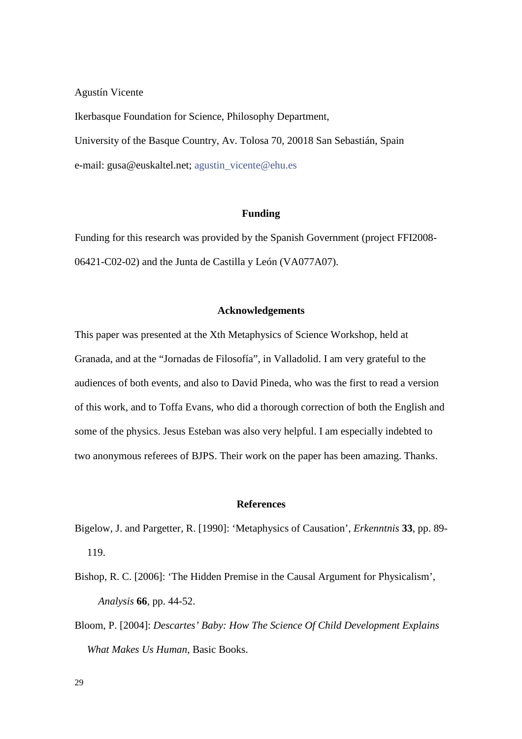Agustín Vicente

Ikerbasque Foundation for Science, Philosophy Department,

University of the Basque Country, Av. Tolosa 70, 20018 San Sebastián, Spain

e-mail: gusa@euskaltel.net; agustin_vicente@ehu.es

## Funding

Funding for this research was provided by the Spanish Government (project FFI2008-06421-C02-02) and the Junta de Castilla y León (VA077A07).

## Acknowledgements

This paper was presented at the Xth Metaphysics of Science Workshop, held at Granada, and at the "Jornadas de Filosofía", in Valladolid. I am very grateful to the audiences of both events, and also to David Pineda, who was the first to read a version of this work, and to Toffa Evans, who did a thorough correction of both the English and some of the physics. Jesus Esteban was also very helpful. I am especially indebted to two anonymous referees of BJPS. Their work on the paper has been amazing. Thanks.

## References

Bigelow, J. and Pargetter, R. [1990]: 'Metaphysics of Causation', *Erkenntnis* **33**, pp. 89-119.

Bishop, R. C. [2006]: 'The Hidden Premise in the Causal Argument for Physicalism', *Analysis* **66**, pp. 44-52.

Bloom, P. [2004]: *Descartes' Baby: How The Science Of Child Development Explains What Makes Us Human*, Basic Books.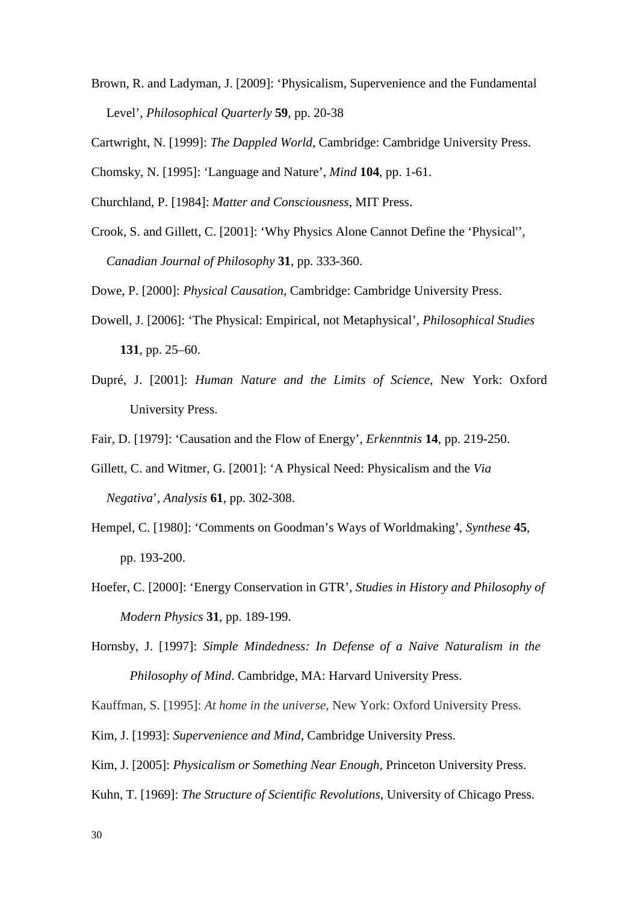Brown, R. and Ladyman, J. [2009]: ‘Physicalism, Supervenience and the Fundamental Level’, *Philosophical Quarterly* **59**, pp. 20-38

Cartwright, N. [1999]: *The Dappled World*, Cambridge: Cambridge University Press.

Chomsky, N. [1995]: ‘Language and Nature’, *Mind* **104**, pp. 1-61.

Churchland, P. [1984]: *Matter and Consciousness*, MIT Press.

Crook, S. and Gillett, C. [2001]: ‘Why Physics Alone Cannot Define the ‘Physical'’, *Canadian Journal of Philosophy* **31**, pp. 333-360.

Dowe, P. [2000]: *Physical Causation*, Cambridge: Cambridge University Press.

Dowell, J. [2006]: ‘The Physical: Empirical, not Metaphysical’, *Philosophical Studies* **131**, pp. 25–60.

Dupré, J. [2001]: *Human Nature and the Limits of Science*, New York: Oxford University Press.

Fair, D. [1979]: ‘Causation and the Flow of Energy’, *Erkenntnis* **14**, pp. 219-250.

Gillett, C. and Witmer, G. [2001]: ‘A Physical Need: Physicalism and the *Via Negativa*’, *Analysis* **61**, pp. 302-308.

Hempel, C. [1980]: ‘Comments on Goodman’s Ways of Worldmaking’, *Synthese* **45**, pp. 193-200.

Hoefer, C. [2000]: ‘Energy Conservation in GTR’, *Studies in History and Philosophy of Modern Physics* **31**, pp. 189-199.

Hornsby, J. [1997]: *Simple Mindedness: In Defense of a Naive Naturalism in the Philosophy of Mind*. Cambridge, MA: Harvard University Press.

Kauffman, S. [1995]: *At home in the universe*, New York: Oxford University Press.

Kim, J. [1993]: *Supervenience and Mind*, Cambridge University Press.

Kim, J. [2005]: *Physicalism or Something Near Enough*, Princeton University Press.

Kuhn, T. [1969]: *The Structure of Scientific Revolutions*, University of Chicago Press.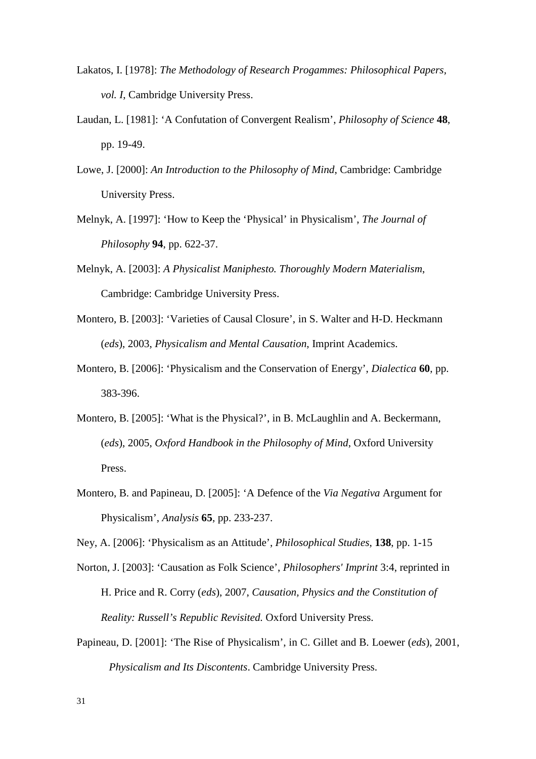Lakatos, I. [1978]: *The Methodology of Research Progammes: Philosophical Papers, vol. I*, Cambridge University Press.

Laudan, L. [1981]: 'A Confutation of Convergent Realism', *Philosophy of Science* **48**, pp. 19-49.

Lowe, J. [2000]: *An Introduction to the Philosophy of Mind*, Cambridge: Cambridge University Press.

Melnyk, A. [1997]: 'How to Keep the 'Physical' in Physicalism', *The Journal of Philosophy* **94**, pp. 622-37.

Melnyk, A. [2003]: *A Physicalist Maniphesto. Thoroughly Modern Materialism*, Cambridge: Cambridge University Press.

Montero, B. [2003]: 'Varieties of Causal Closure', in S. Walter and H-D. Heckmann (*eds*), 2003, *Physicalism and Mental Causation*, Imprint Academics.

Montero, B. [2006]: 'Physicalism and the Conservation of Energy', *Dialectica* **60**, pp. 383-396.

Montero, B. [2005]: 'What is the Physical?', in B. McLaughlin and A. Beckermann, (*eds*), 2005, *Oxford Handbook in the Philosophy of Mind*, Oxford University Press.

Montero, B. and Papineau, D. [2005]: 'A Defence of the *Via Negativa* Argument for Physicalism', *Analysis* **65**, pp. 233-237.

Ney, A. [2006]: 'Physicalism as an Attitude', *Philosophical Studies*, **138**, pp. 1-15

Norton, J. [2003]: 'Causation as Folk Science', *Philosophers' Imprint* 3:4, reprinted in H. Price and R. Corry (*eds*), 2007, *Causation, Physics and the Constitution of Reality: Russell's Republic Revisited.* Oxford University Press.

Papineau, D. [2001]: 'The Rise of Physicalism', in C. Gillet and B. Loewer (*eds*), 2001, *Physicalism and Its Discontents*. Cambridge University Press.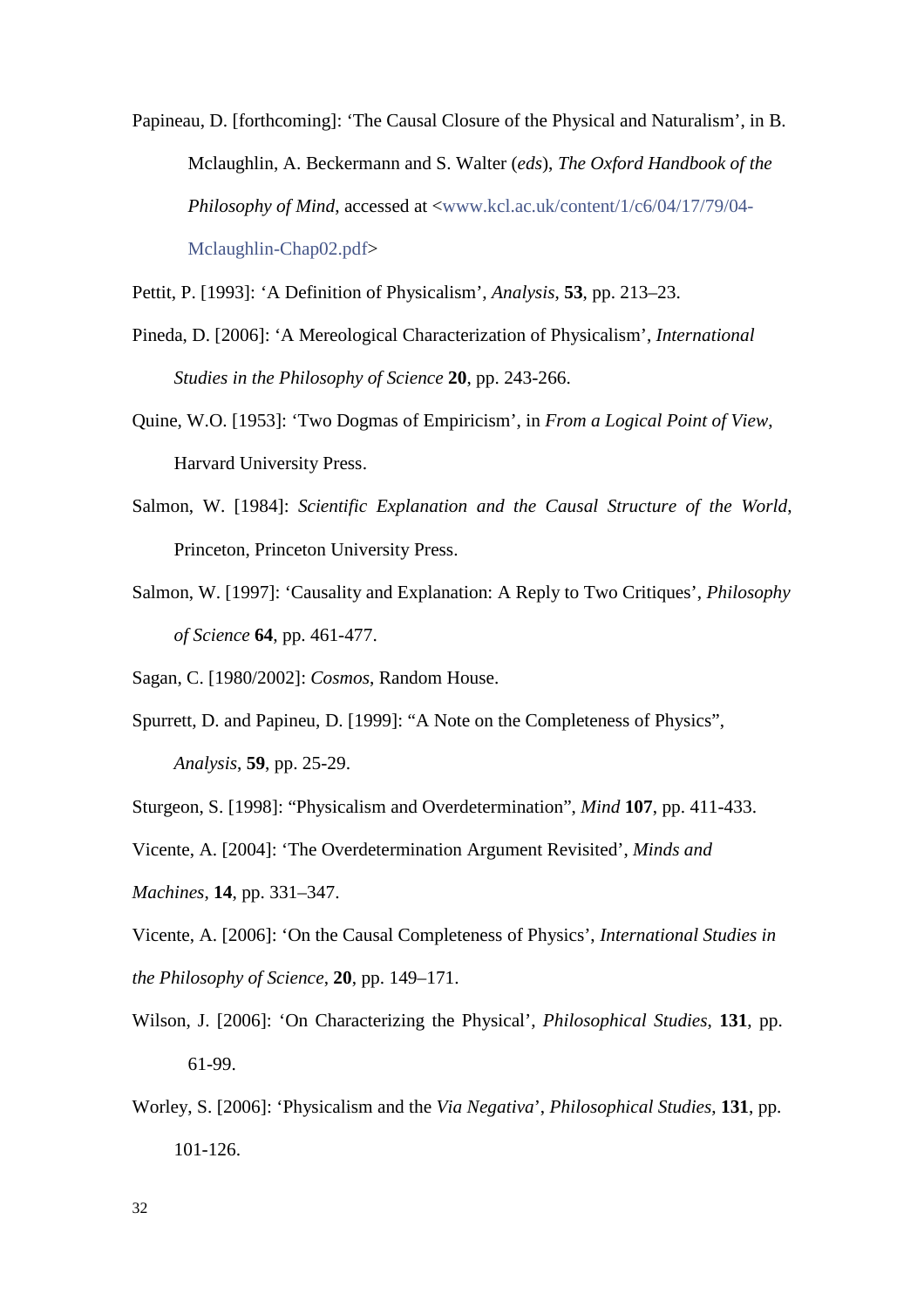Papineau, D. [forthcoming]: 'The Causal Closure of the Physical and Naturalism', in B. Mclaughlin, A. Beckermann and S. Walter (*eds*), *The Oxford Handbook of the Philosophy of Mind*, accessed at <www.kcl.ac.uk/content/1/c6/04/17/79/04-Mclaughlin-Chap02.pdf>

Pettit, P. [1993]: 'A Definition of Physicalism', *Analysis*, **53**, pp. 213–23.

Pineda, D. [2006]: 'A Mereological Characterization of Physicalism', *International Studies in the Philosophy of Science* **20**, pp. 243-266.

Quine, W.O. [1953]: 'Two Dogmas of Empiricism', in *From a Logical Point of View*, Harvard University Press.

Salmon, W. [1984]: *Scientific Explanation and the Causal Structure of the World*, Princeton, Princeton University Press.

Salmon, W. [1997]: 'Causality and Explanation: A Reply to Two Critiques', *Philosophy of Science* **64**, pp. 461-477.

Sagan, C. [1980/2002]: *Cosmos*, Random House.

Spurrett, D. and Papineu, D. [1999]: "A Note on the Completeness of Physics", *Analysis*, **59**, pp. 25-29.

Sturgeon, S. [1998]: "Physicalism and Overdetermination", *Mind* **107**, pp. 411-433.

Vicente, A. [2004]: 'The Overdetermination Argument Revisited', *Minds and Machines*, **14**, pp. 331–347.

Vicente, A. [2006]: 'On the Causal Completeness of Physics', *International Studies in the Philosophy of Science*, **20**, pp. 149–171.

Wilson, J. [2006]: 'On Characterizing the Physical', *Philosophical Studies*, **131**, pp. 61-99.

Worley, S. [2006]: 'Physicalism and the *Via Negativa*', *Philosophical Studies*, **131**, pp. 101-126.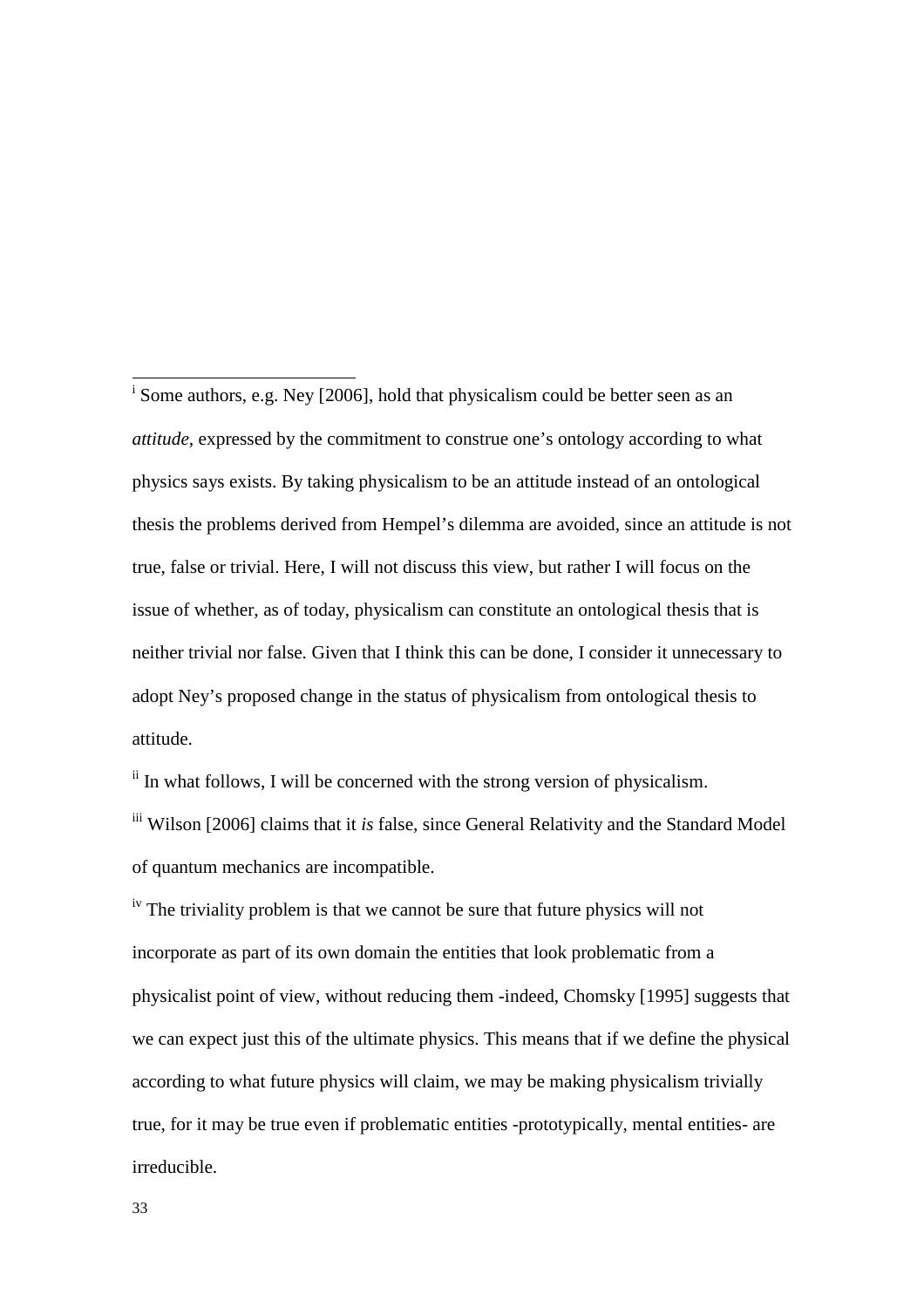[i] Some authors, e.g. Ney [2006], hold that physicalism could be better seen as an *attitude*, expressed by the commitment to construe one's ontology according to what physics says exists. By taking physicalism to be an attitude instead of an ontological thesis the problems derived from Hempel's dilemma are avoided, since an attitude is not true, false or trivial. Here, I will not discuss this view, but rather I will focus on the issue of whether, as of today, physicalism can constitute an ontological thesis that is neither trivial nor false. Given that I think this can be done, I consider it unnecessary to adopt Ney's proposed change in the status of physicalism from ontological thesis to attitude.

[ii] In what follows, I will be concerned with the strong version of physicalism.

[iii] Wilson [2006] claims that it *is* false, since General Relativity and the Standard Model of quantum mechanics are incompatible.

[iv] The triviality problem is that we cannot be sure that future physics will not incorporate as part of its own domain the entities that look problematic from a physicalist point of view, without reducing them -indeed, Chomsky [1995] suggests that we can expect just this of the ultimate physics. This means that if we define the physical according to what future physics will claim, we may be making physicalism trivially true, for it may be true even if problematic entities -prototypically, mental entities- are irreducible.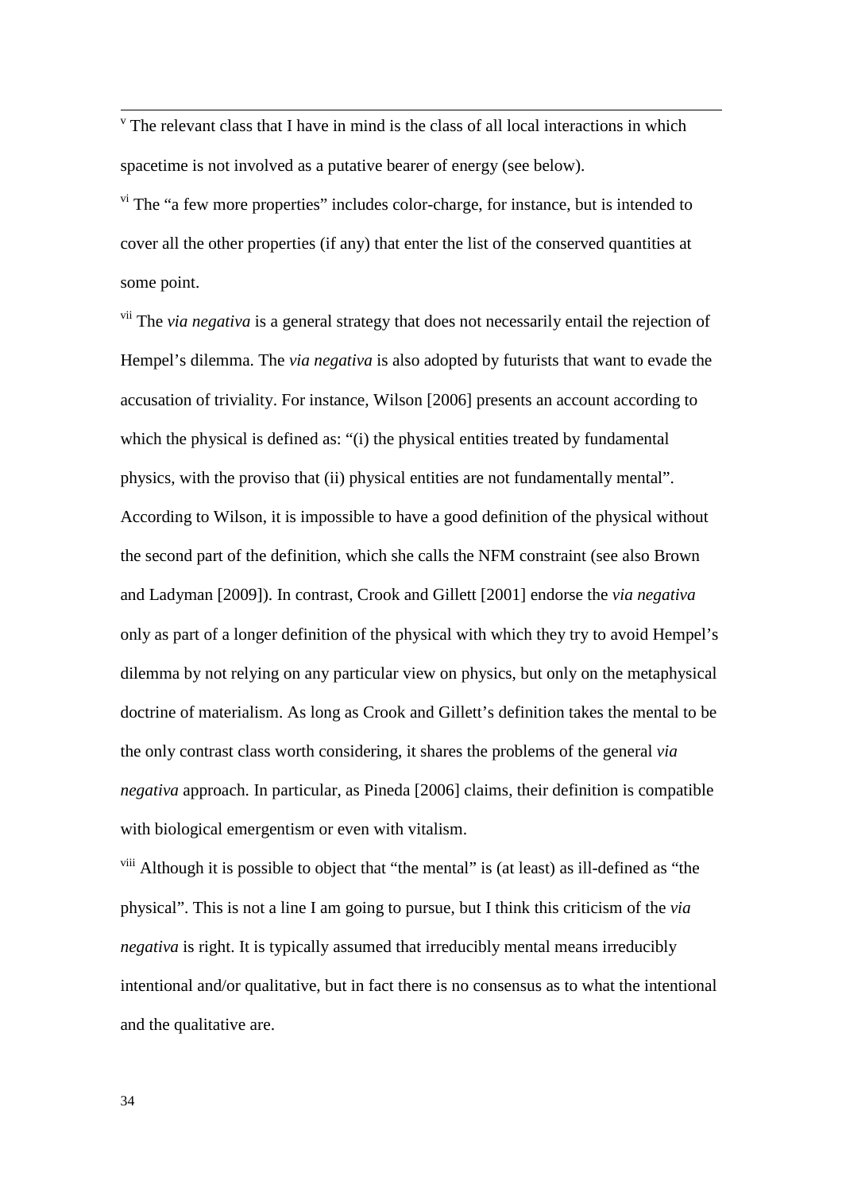[v] The relevant class that I have in mind is the class of all local interactions in which spacetime is not involved as a putative bearer of energy (see below).

[vi] The "a few more properties" includes color-charge, for instance, but is intended to cover all the other properties (if any) that enter the list of the conserved quantities at some point.

[vii] The *via negativa* is a general strategy that does not necessarily entail the rejection of Hempel's dilemma. The *via negativa* is also adopted by futurists that want to evade the accusation of triviality. For instance, Wilson [2006] presents an account according to which the physical is defined as: "(i) the physical entities treated by fundamental physics, with the proviso that (ii) physical entities are not fundamentally mental". According to Wilson, it is impossible to have a good definition of the physical without the second part of the definition, which she calls the NFM constraint (see also Brown and Ladyman [2009]). In contrast, Crook and Gillett [2001] endorse the *via negativa* only as part of a longer definition of the physical with which they try to avoid Hempel's dilemma by not relying on any particular view on physics, but only on the metaphysical doctrine of materialism. As long as Crook and Gillett's definition takes the mental to be the only contrast class worth considering, it shares the problems of the general *via negativa* approach. In particular, as Pineda [2006] claims, their definition is compatible with biological emergentism or even with vitalism.

[viii] Although it is possible to object that "the mental" is (at least) as ill-defined as "the physical". This is not a line I am going to pursue, but I think this criticism of the *via negativa* is right. It is typically assumed that irreducibly mental means irreducibly intentional and/or qualitative, but in fact there is no consensus as to what the intentional and the qualitative are.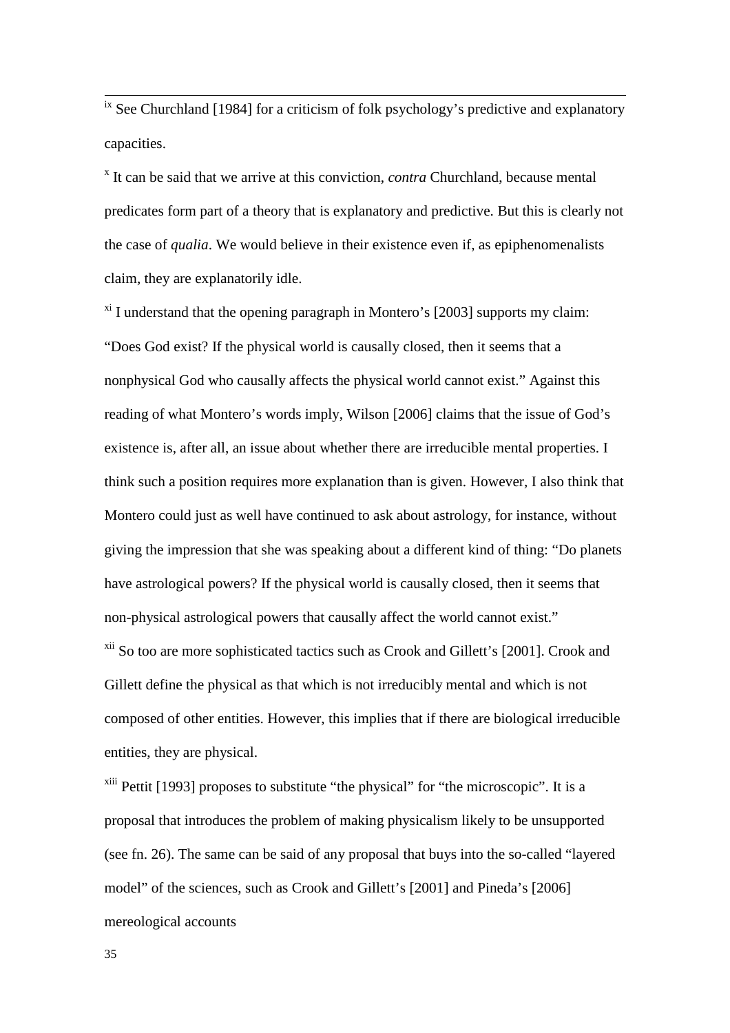[ix] See Churchland [1984] for a criticism of folk psychology's predictive and explanatory capacities.

[x] It can be said that we arrive at this conviction, *contra* Churchland, because mental predicates form part of a theory that is explanatory and predictive. But this is clearly not the case of *qualia*. We would believe in their existence even if, as epiphenomenalists claim, they are explanatorily idle.

[xi] I understand that the opening paragraph in Montero's [2003] supports my claim: "Does God exist? If the physical world is causally closed, then it seems that a nonphysical God who causally affects the physical world cannot exist." Against this reading of what Montero's words imply, Wilson [2006] claims that the issue of God's existence is, after all, an issue about whether there are irreducible mental properties. I think such a position requires more explanation than is given. However, I also think that Montero could just as well have continued to ask about astrology, for instance, without giving the impression that she was speaking about a different kind of thing: "Do planets have astrological powers? If the physical world is causally closed, then it seems that non-physical astrological powers that causally affect the world cannot exist."

[xii] So too are more sophisticated tactics such as Crook and Gillett's [2001]. Crook and Gillett define the physical as that which is not irreducibly mental and which is not composed of other entities. However, this implies that if there are biological irreducible entities, they are physical.

[xiii] Pettit [1993] proposes to substitute "the physical" for "the microscopic". It is a proposal that introduces the problem of making physicalism likely to be unsupported (see fn. 26). The same can be said of any proposal that buys into the so-called "layered model" of the sciences, such as Crook and Gillett's [2001] and Pineda's [2006] mereological accounts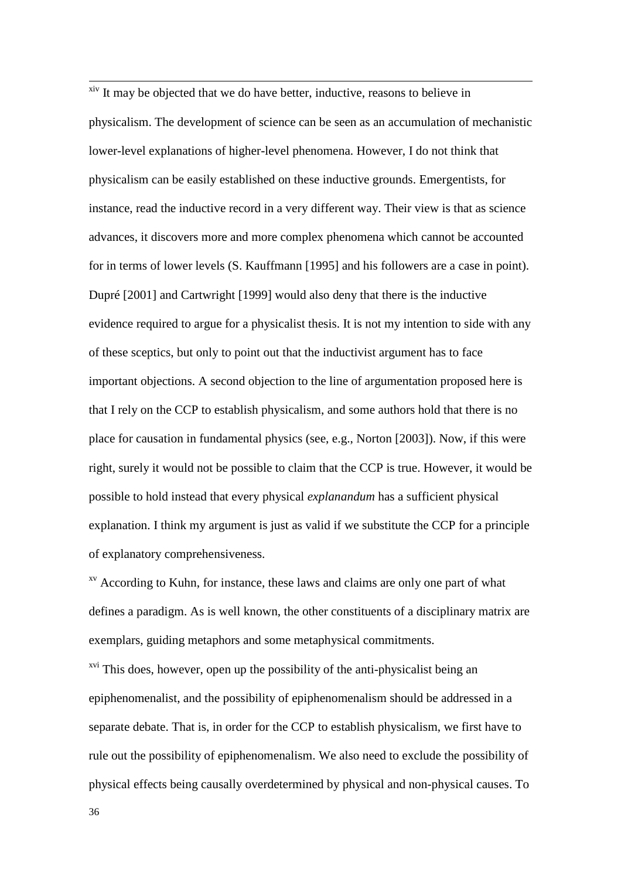[xiv] It may be objected that we do have better, inductive, reasons to believe in physicalism. The development of science can be seen as an accumulation of mechanistic lower-level explanations of higher-level phenomena. However, I do not think that physicalism can be easily established on these inductive grounds. Emergentists, for instance, read the inductive record in a very different way. Their view is that as science advances, it discovers more and more complex phenomena which cannot be accounted for in terms of lower levels (S. Kauffmann [1995] and his followers are a case in point). Dupré [2001] and Cartwright [1999] would also deny that there is the inductive evidence required to argue for a physicalist thesis. It is not my intention to side with any of these sceptics, but only to point out that the inductivist argument has to face important objections. A second objection to the line of argumentation proposed here is that I rely on the CCP to establish physicalism, and some authors hold that there is no place for causation in fundamental physics (see, e.g., Norton [2003]). Now, if this were right, surely it would not be possible to claim that the CCP is true. However, it would be possible to hold instead that every physical *explanandum* has a sufficient physical explanation. I think my argument is just as valid if we substitute the CCP for a principle of explanatory comprehensiveness.

[xv] According to Kuhn, for instance, these laws and claims are only one part of what defines a paradigm. As is well known, the other constituents of a disciplinary matrix are exemplars, guiding metaphors and some metaphysical commitments.

[xvi] This does, however, open up the possibility of the anti-physicalist being an epiphenomenalist, and the possibility of epiphenomenalism should be addressed in a separate debate. That is, in order for the CCP to establish physicalism, we first have to rule out the possibility of epiphenomenalism. We also need to exclude the possibility of physical effects being causally overdetermined by physical and non-physical causes. To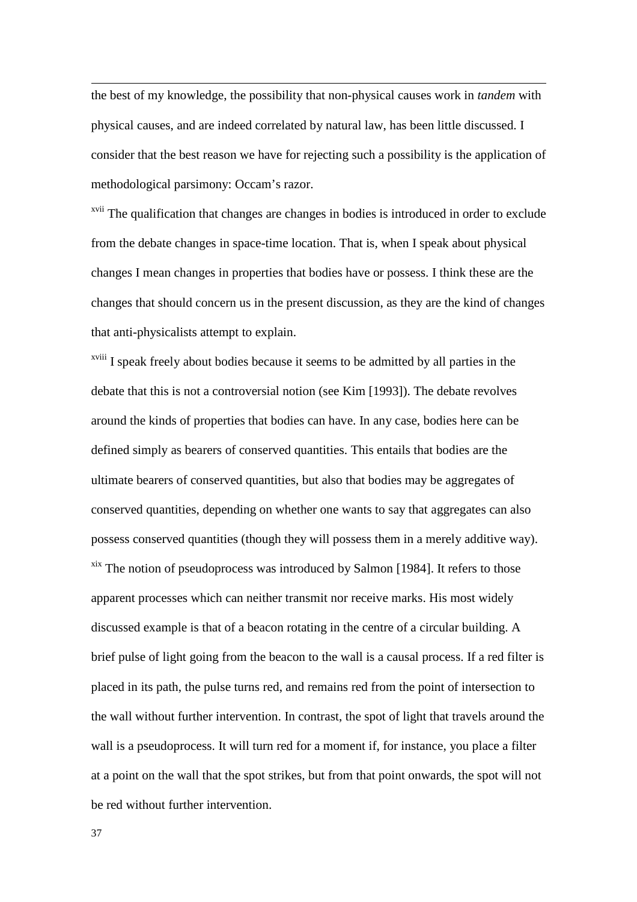the best of my knowledge, the possibility that non-physical causes work in *tandem* with physical causes, and are indeed correlated by natural law, has been little discussed. I consider that the best reason we have for rejecting such a possibility is the application of methodological parsimony: Occam's razor.

[xvii] The qualification that changes are changes in bodies is introduced in order to exclude from the debate changes in space-time location. That is, when I speak about physical changes I mean changes in properties that bodies have or possess. I think these are the changes that should concern us in the present discussion, as they are the kind of changes that anti-physicalists attempt to explain.

[xviii] I speak freely about bodies because it seems to be admitted by all parties in the debate that this is not a controversial notion (see Kim [1993]). The debate revolves around the kinds of properties that bodies can have. In any case, bodies here can be defined simply as bearers of conserved quantities. This entails that bodies are the ultimate bearers of conserved quantities, but also that bodies may be aggregates of conserved quantities, depending on whether one wants to say that aggregates can also possess conserved quantities (though they will possess them in a merely additive way).

[xix] The notion of pseudoprocess was introduced by Salmon [1984]. It refers to those apparent processes which can neither transmit nor receive marks. His most widely discussed example is that of a beacon rotating in the centre of a circular building. A brief pulse of light going from the beacon to the wall is a causal process. If a red filter is placed in its path, the pulse turns red, and remains red from the point of intersection to the wall without further intervention. In contrast, the spot of light that travels around the wall is a pseudoprocess. It will turn red for a moment if, for instance, you place a filter at a point on the wall that the spot strikes, but from that point onwards, the spot will not be red without further intervention.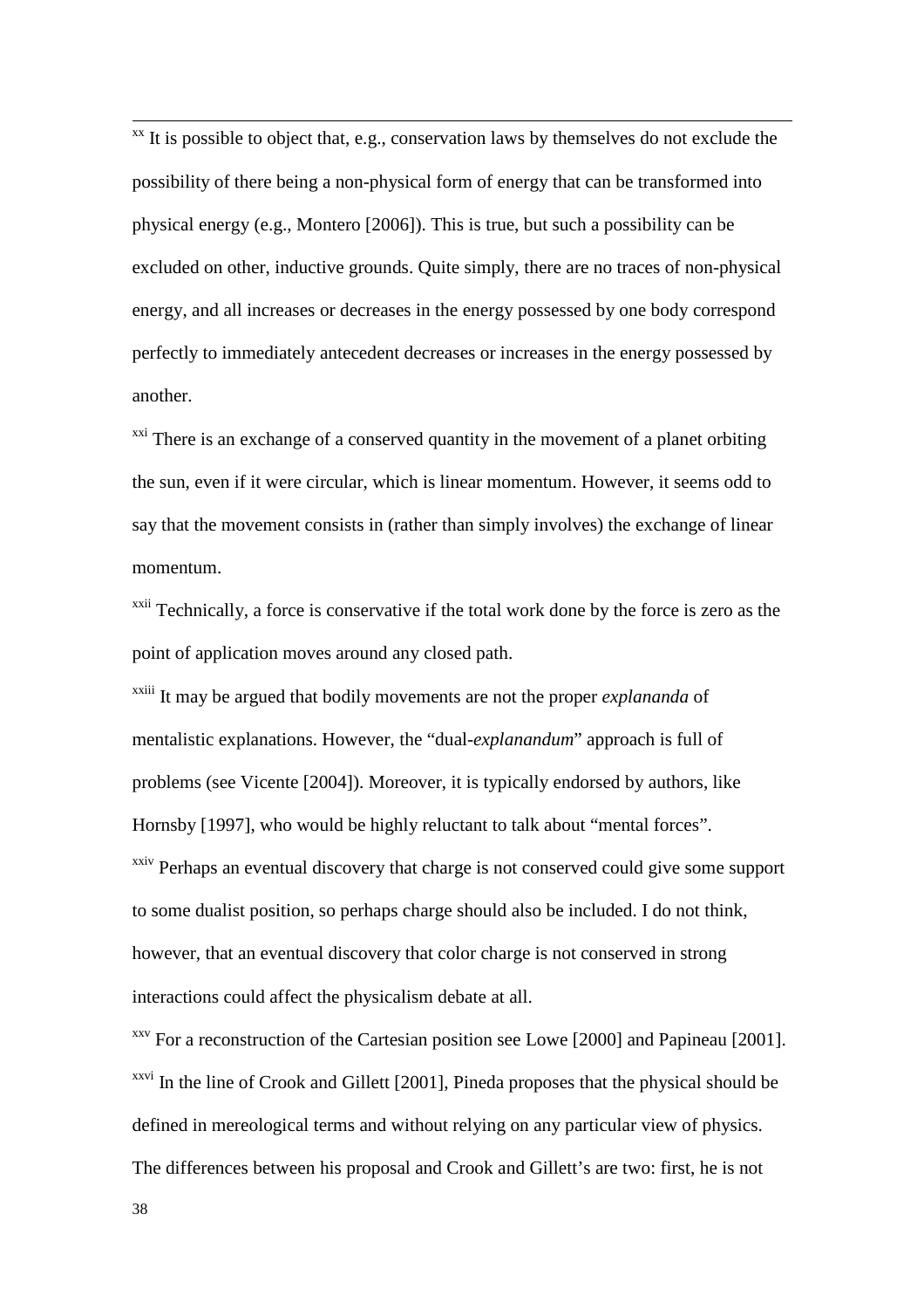[xx] It is possible to object that, e.g., conservation laws by themselves do not exclude the possibility of there being a non-physical form of energy that can be transformed into physical energy (e.g., Montero [2006]). This is true, but such a possibility can be excluded on other, inductive grounds. Quite simply, there are no traces of non-physical energy, and all increases or decreases in the energy possessed by one body correspond perfectly to immediately antecedent decreases or increases in the energy possessed by another.

[xxi] There is an exchange of a conserved quantity in the movement of a planet orbiting the sun, even if it were circular, which is linear momentum. However, it seems odd to say that the movement consists in (rather than simply involves) the exchange of linear momentum.

[xxii] Technically, a force is conservative if the total work done by the force is zero as the point of application moves around any closed path.

[xxiii] It may be argued that bodily movements are not the proper *explananda* of mentalistic explanations. However, the "dual-*explanandum*" approach is full of problems (see Vicente [2004]). Moreover, it is typically endorsed by authors, like Hornsby [1997], who would be highly reluctant to talk about "mental forces".

[xxiv] Perhaps an eventual discovery that charge is not conserved could give some support to some dualist position, so perhaps charge should also be included. I do not think, however, that an eventual discovery that color charge is not conserved in strong interactions could affect the physicalism debate at all.

[xxv] For a reconstruction of the Cartesian position see Lowe [2000] and Papineau [2001].

[xxvi] In the line of Crook and Gillett [2001], Pineda proposes that the physical should be defined in mereological terms and without relying on any particular view of physics. The differences between his proposal and Crook and Gillett's are two: first, he is not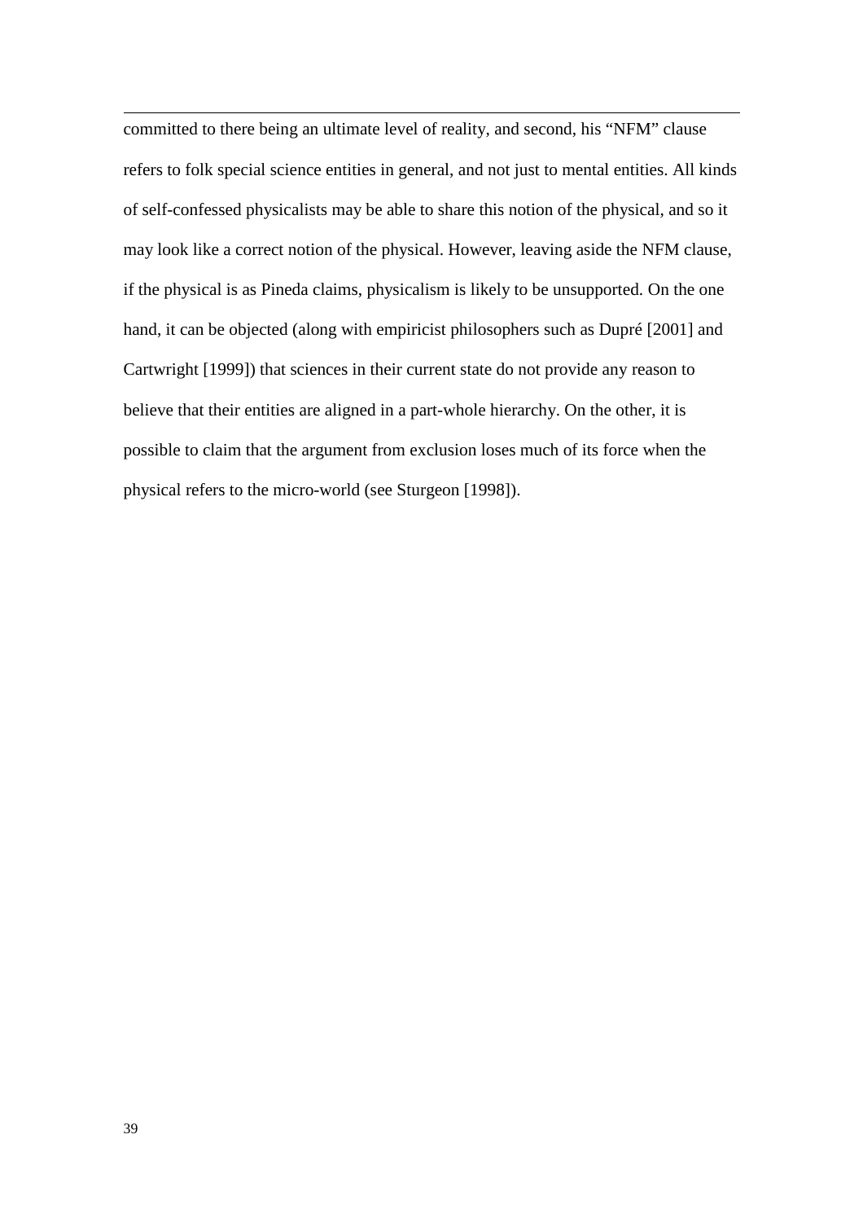committed to there being an ultimate level of reality, and second, his “NFM” clause refers to folk special science entities in general, and not just to mental entities. All kinds of self-confessed physicalists may be able to share this notion of the physical, and so it may look like a correct notion of the physical. However, leaving aside the NFM clause, if the physical is as Pineda claims, physicalism is likely to be unsupported. On the one hand, it can be objected (along with empiricist philosophers such as Dupré [2001] and Cartwright [1999]) that sciences in their current state do not provide any reason to believe that their entities are aligned in a part-whole hierarchy. On the other, it is possible to claim that the argument from exclusion loses much of its force when the physical refers to the micro-world (see Sturgeon [1998]).